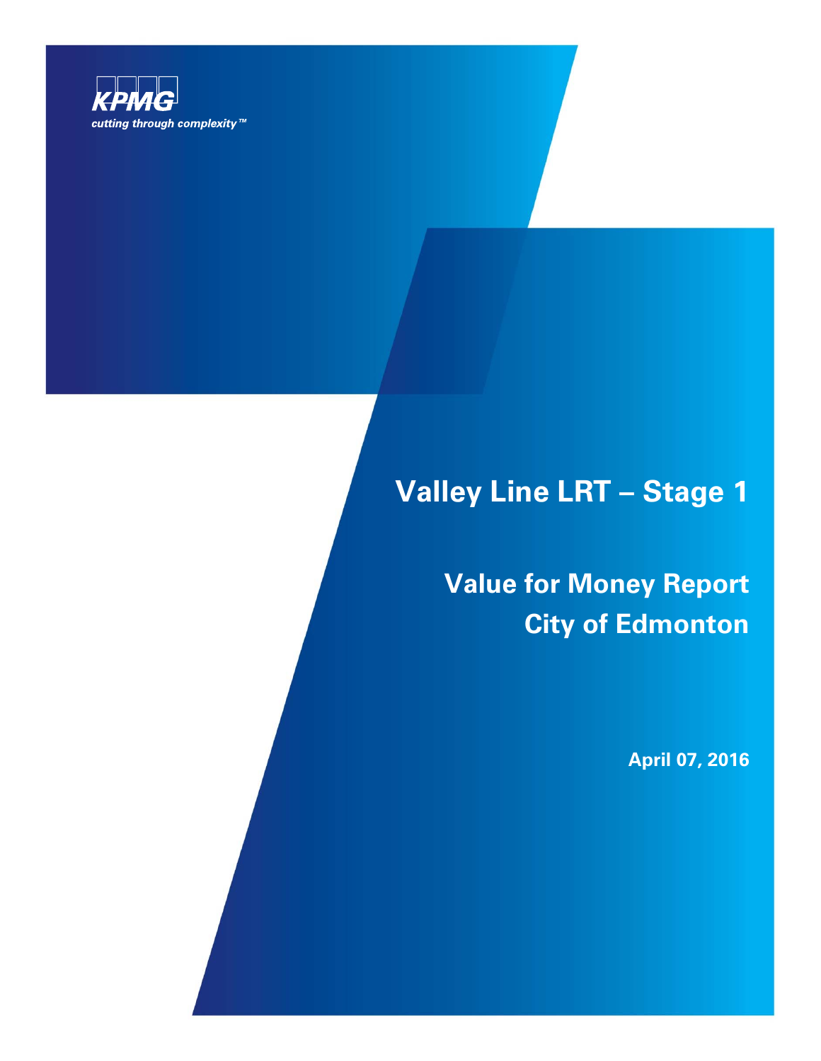KPMG

cutting through complexity™

# Valley Line LRT – Stage 1

## Value for Money Report
## City of Edmonton

**April 07, 2016**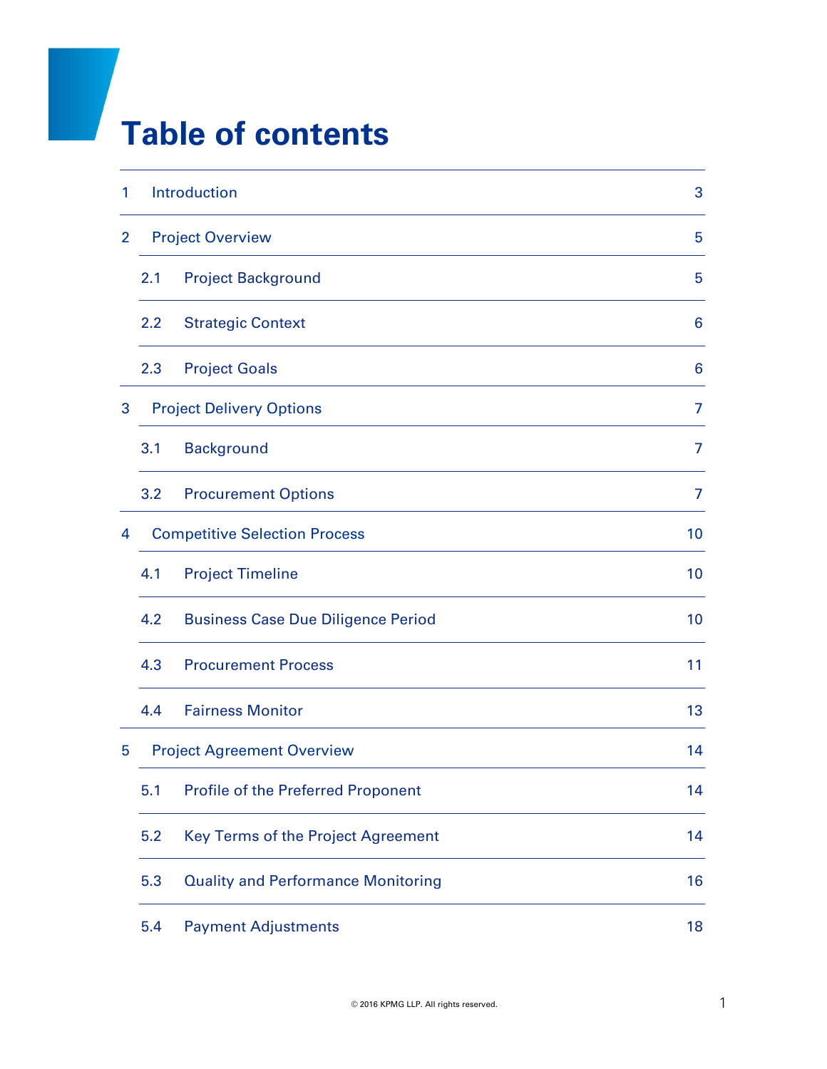# Table of contents

| | | |
|---|---|---|
| 1 | Introduction | 3 |
| 2 | Project Overview | 5 |
| 2.1 | Project Background | 5 |
| 2.2 | Strategic Context | 6 |
| 2.3 | Project Goals | 6 |
| 3 | Project Delivery Options | 7 |
| 3.1 | Background | 7 |
| 3.2 | Procurement Options | 7 |
| 4 | Competitive Selection Process | 10 |
| 4.1 | Project Timeline | 10 |
| 4.2 | Business Case Due Diligence Period | 10 |
| 4.3 | Procurement Process | 11 |
| 4.4 | Fairness Monitor | 13 |
| 5 | Project Agreement Overview | 14 |
| 5.1 | Profile of the Preferred Proponent | 14 |
| 5.2 | Key Terms of the Project Agreement | 14 |
| 5.3 | Quality and Performance Monitoring | 16 |
| 5.4 | Payment Adjustments | 18 |

© 2016 KPMG LLP. All rights reserved.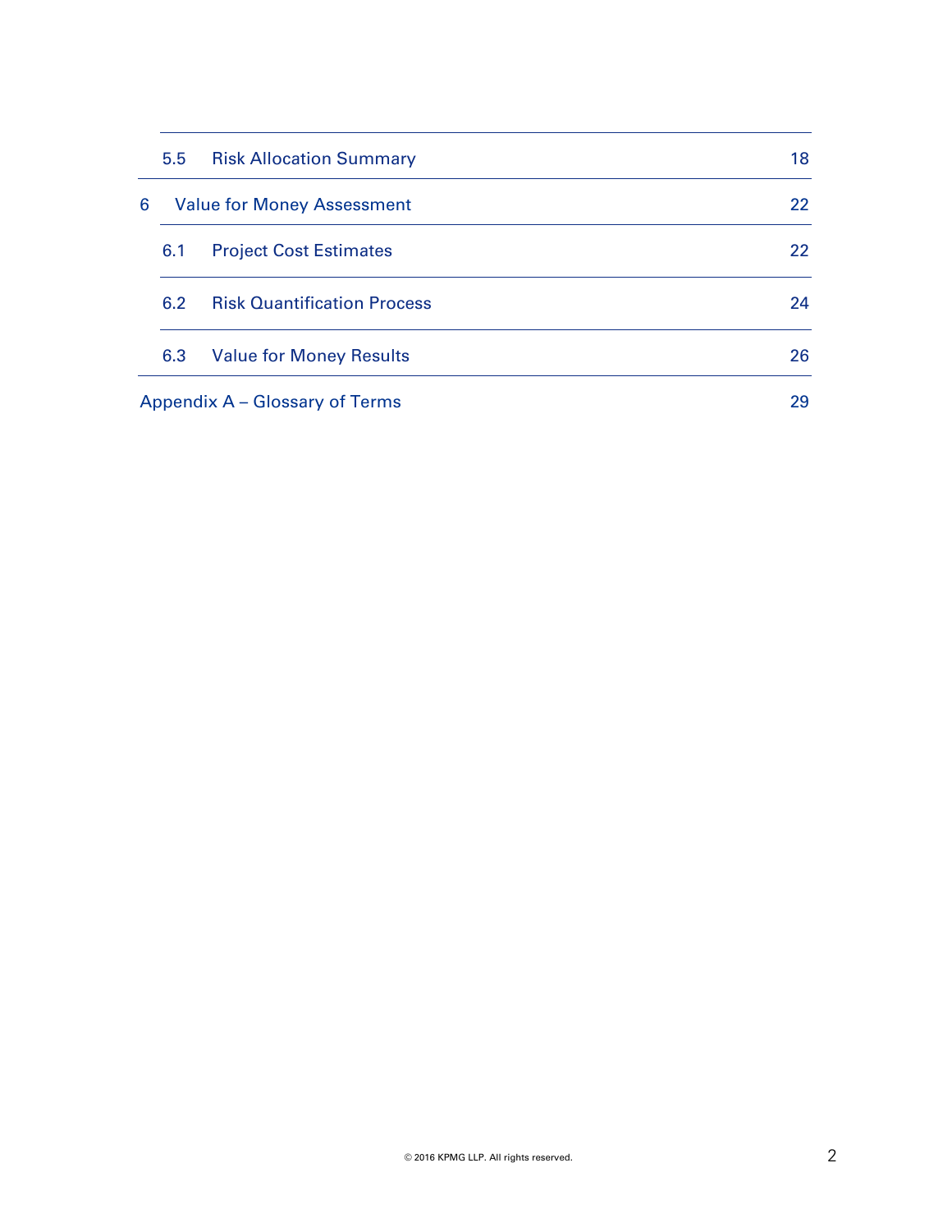| | | |
|---|---|---|
| 5.5 | Risk Allocation Summary | 18 |
| 6 | Value for Money Assessment | 22 |
| 6.1 | Project Cost Estimates | 22 |
| 6.2 | Risk Quantification Process | 24 |
| 6.3 | Value for Money Results | 26 |
| | Appendix A – Glossary of Terms | 29 |

© 2016 KPMG LLP. All rights reserved.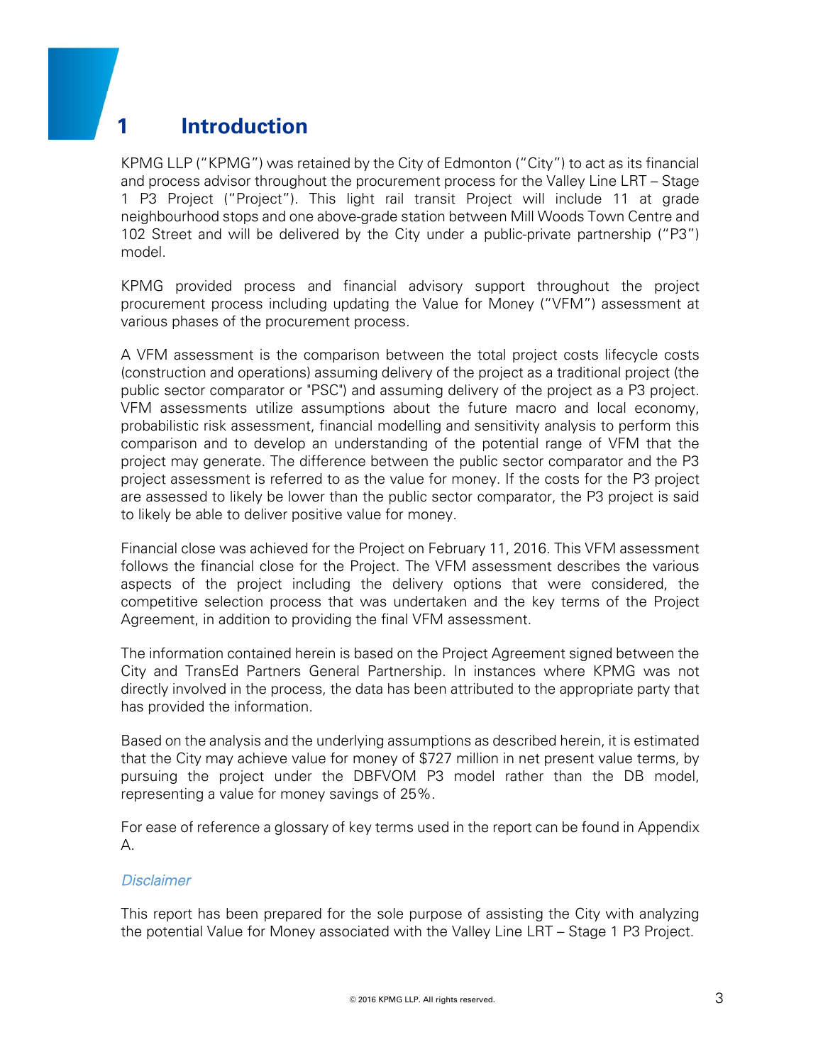# 1 Introduction

KPMG LLP ("KPMG") was retained by the City of Edmonton ("City") to act as its financial and process advisor throughout the procurement process for the Valley Line LRT – Stage 1 P3 Project ("Project"). This light rail transit Project will include 11 at grade neighbourhood stops and one above-grade station between Mill Woods Town Centre and 102 Street and will be delivered by the City under a public-private partnership ("P3") model.

KPMG provided process and financial advisory support throughout the project procurement process including updating the Value for Money ("VFM") assessment at various phases of the procurement process.

A VFM assessment is the comparison between the total project costs lifecycle costs (construction and operations) assuming delivery of the project as a traditional project (the public sector comparator or "PSC") and assuming delivery of the project as a P3 project. VFM assessments utilize assumptions about the future macro and local economy, probabilistic risk assessment, financial modelling and sensitivity analysis to perform this comparison and to develop an understanding of the potential range of VFM that the project may generate. The difference between the public sector comparator and the P3 project assessment is referred to as the value for money. If the costs for the P3 project are assessed to likely be lower than the public sector comparator, the P3 project is said to likely be able to deliver positive value for money.

Financial close was achieved for the Project on February 11, 2016. This VFM assessment follows the financial close for the Project. The VFM assessment describes the various aspects of the project including the delivery options that were considered, the competitive selection process that was undertaken and the key terms of the Project Agreement, in addition to providing the final VFM assessment.

The information contained herein is based on the Project Agreement signed between the City and TransEd Partners General Partnership. In instances where KPMG was not directly involved in the process, the data has been attributed to the appropriate party that has provided the information.

Based on the analysis and the underlying assumptions as described herein, it is estimated that the City may achieve value for money of $727 million in net present value terms, by pursuing the project under the DBFVOM P3 model rather than the DB model, representing a value for money savings of 25%.

For ease of reference a glossary of key terms used in the report can be found in Appendix A.

*Disclaimer*

This report has been prepared for the sole purpose of assisting the City with analyzing the potential Value for Money associated with the Valley Line LRT – Stage 1 P3 Project.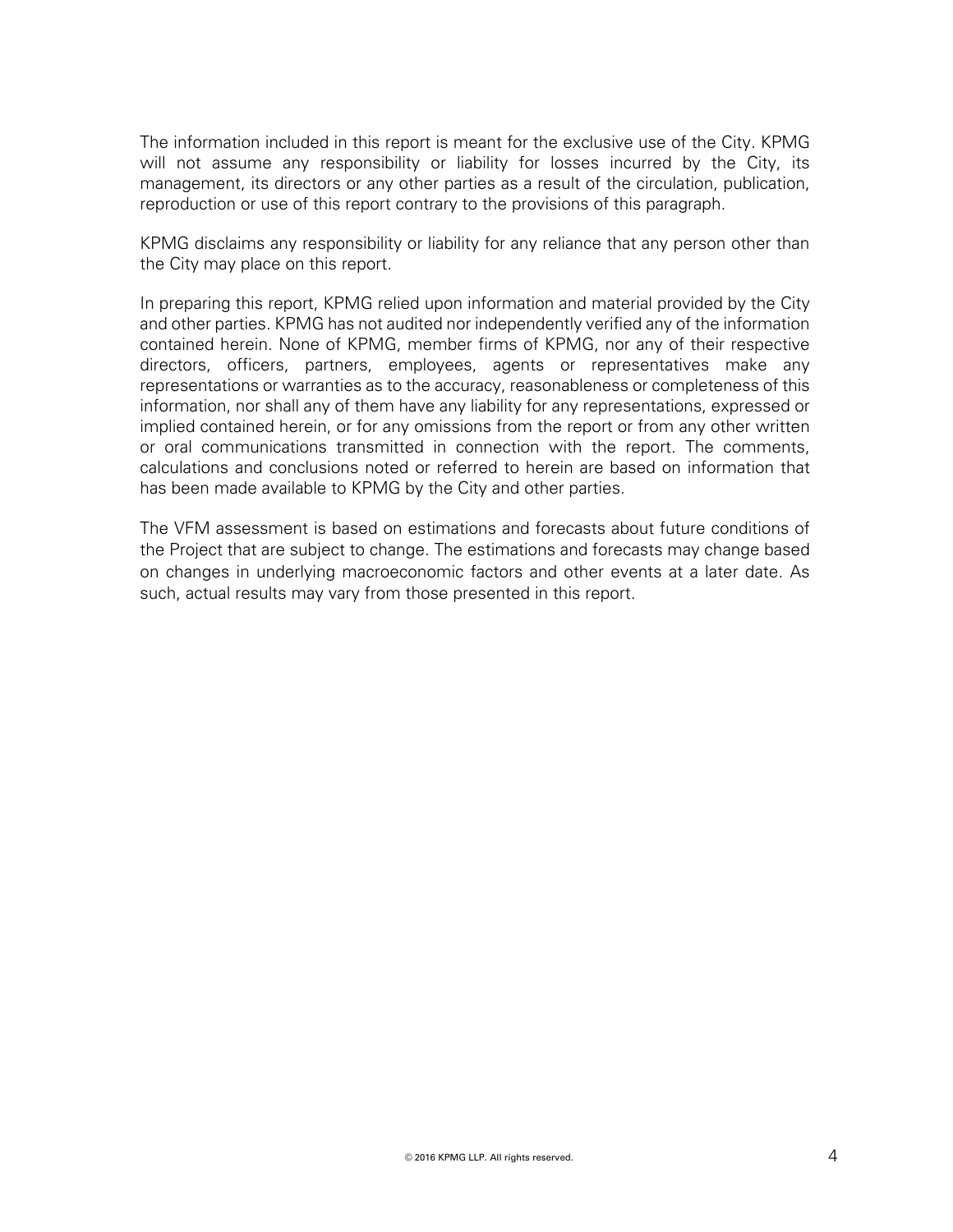The information included in this report is meant for the exclusive use of the City. KPMG will not assume any responsibility or liability for losses incurred by the City, its management, its directors or any other parties as a result of the circulation, publication, reproduction or use of this report contrary to the provisions of this paragraph.

KPMG disclaims any responsibility or liability for any reliance that any person other than the City may place on this report.

In preparing this report, KPMG relied upon information and material provided by the City and other parties. KPMG has not audited nor independently verified any of the information contained herein. None of KPMG, member firms of KPMG, nor any of their respective directors, officers, partners, employees, agents or representatives make any representations or warranties as to the accuracy, reasonableness or completeness of this information, nor shall any of them have any liability for any representations, expressed or implied contained herein, or for any omissions from the report or from any other written or oral communications transmitted in connection with the report. The comments, calculations and conclusions noted or referred to herein are based on information that has been made available to KPMG by the City and other parties.

The VFM assessment is based on estimations and forecasts about future conditions of the Project that are subject to change. The estimations and forecasts may change based on changes in underlying macroeconomic factors and other events at a later date. As such, actual results may vary from those presented in this report.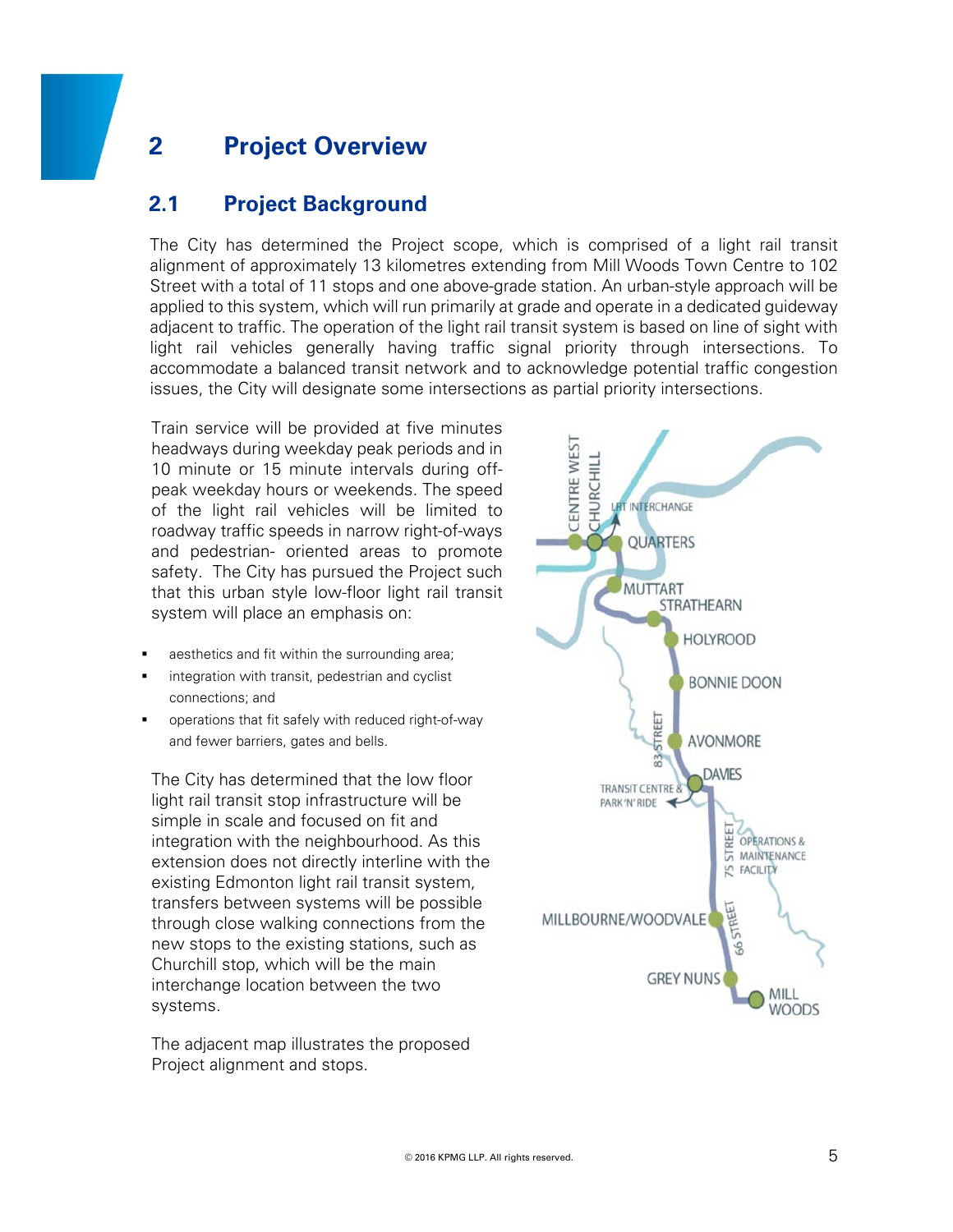# 2 Project Overview

## 2.1 Project Background

The City has determined the Project scope, which is comprised of a light rail transit alignment of approximately 13 kilometres extending from Mill Woods Town Centre to 102 Street with a total of 11 stops and one above-grade station. An urban-style approach will be applied to this system, which will run primarily at grade and operate in a dedicated guideway adjacent to traffic. The operation of the light rail transit system is based on line of sight with light rail vehicles generally having traffic signal priority through intersections. To accommodate a balanced transit network and to acknowledge potential traffic congestion issues, the City will designate some intersections as partial priority intersections.

Train service will be provided at five minutes headways during weekday peak periods and in 10 minute or 15 minute intervals during off-peak weekday hours or weekends. The speed of the light rail vehicles will be limited to roadway traffic speeds in narrow right-of-ways and pedestrian- oriented areas to promote safety. The City has pursued the Project such that this urban style low-floor light rail transit system will place an emphasis on:

- aesthetics and fit within the surrounding area;
- integration with transit, pedestrian and cyclist connections; and
- operations that fit safely with reduced right-of-way and fewer barriers, gates and bells.

The City has determined that the low floor light rail transit stop infrastructure will be simple in scale and focused on fit and integration with the neighbourhood. As this extension does not directly interline with the existing Edmonton light rail transit system, transfers between systems will be possible through close walking connections from the new stops to the existing stations, such as Churchill stop, which will be the main interchange location between the two systems.

The adjacent map illustrates the proposed Project alignment and stops.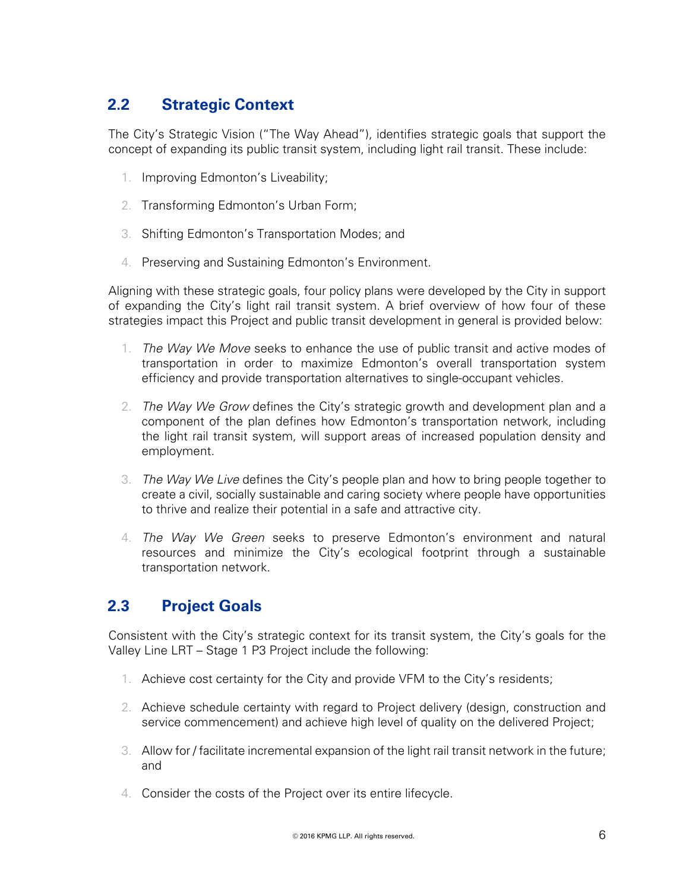## 2.2 Strategic Context

The City's Strategic Vision ("The Way Ahead"), identifies strategic goals that support the concept of expanding its public transit system, including light rail transit. These include:

1. Improving Edmonton's Liveability;
2. Transforming Edmonton's Urban Form;
3. Shifting Edmonton's Transportation Modes; and
4. Preserving and Sustaining Edmonton's Environment.

Aligning with these strategic goals, four policy plans were developed by the City in support of expanding the City's light rail transit system. A brief overview of how four of these strategies impact this Project and public transit development in general is provided below:

1. *The Way We Move* seeks to enhance the use of public transit and active modes of transportation in order to maximize Edmonton's overall transportation system efficiency and provide transportation alternatives to single-occupant vehicles.
2. *The Way We Grow* defines the City's strategic growth and development plan and a component of the plan defines how Edmonton's transportation network, including the light rail transit system, will support areas of increased population density and employment.
3. *The Way We Live* defines the City's people plan and how to bring people together to create a civil, socially sustainable and caring society where people have opportunities to thrive and realize their potential in a safe and attractive city.
4. *The Way We Green* seeks to preserve Edmonton's environment and natural resources and minimize the City's ecological footprint through a sustainable transportation network.

## 2.3 Project Goals

Consistent with the City's strategic context for its transit system, the City's goals for the Valley Line LRT – Stage 1 P3 Project include the following:

1. Achieve cost certainty for the City and provide VFM to the City's residents;
2. Achieve schedule certainty with regard to Project delivery (design, construction and service commencement) and achieve high level of quality on the delivered Project;
3. Allow for / facilitate incremental expansion of the light rail transit network in the future; and
4. Consider the costs of the Project over its entire lifecycle.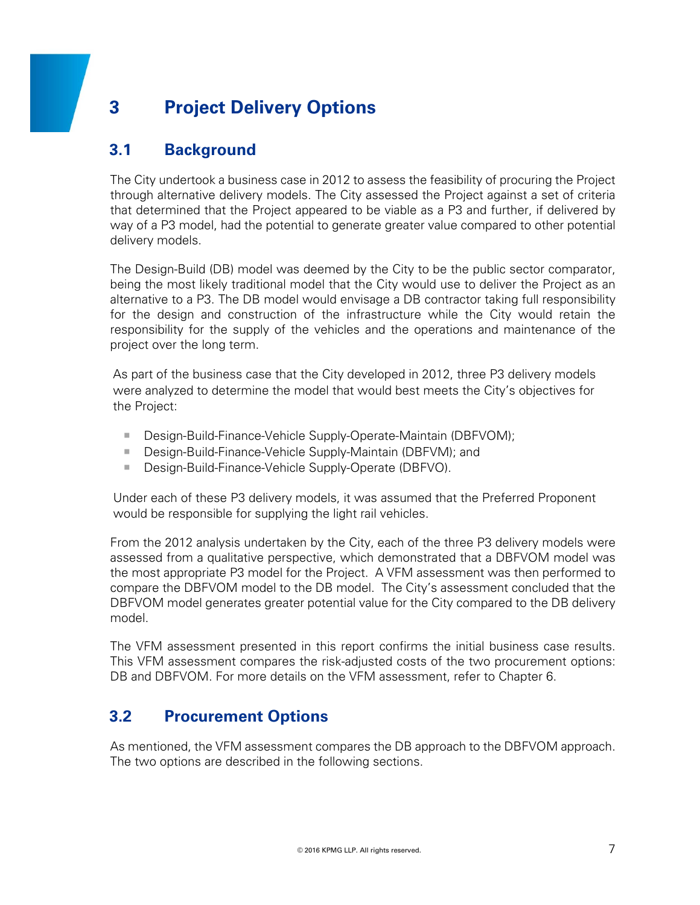# 3 Project Delivery Options

## 3.1 Background

The City undertook a business case in 2012 to assess the feasibility of procuring the Project through alternative delivery models. The City assessed the Project against a set of criteria that determined that the Project appeared to be viable as a P3 and further, if delivered by way of a P3 model, had the potential to generate greater value compared to other potential delivery models.

The Design-Build (DB) model was deemed by the City to be the public sector comparator, being the most likely traditional model that the City would use to deliver the Project as an alternative to a P3. The DB model would envisage a DB contractor taking full responsibility for the design and construction of the infrastructure while the City would retain the responsibility for the supply of the vehicles and the operations and maintenance of the project over the long term.

As part of the business case that the City developed in 2012, three P3 delivery models were analyzed to determine the model that would best meets the City's objectives for the Project:

- Design-Build-Finance-Vehicle Supply-Operate-Maintain (DBFVOM);
- Design-Build-Finance-Vehicle Supply-Maintain (DBFVM); and
- Design-Build-Finance-Vehicle Supply-Operate (DBFVO).

Under each of these P3 delivery models, it was assumed that the Preferred Proponent would be responsible for supplying the light rail vehicles.

From the 2012 analysis undertaken by the City, each of the three P3 delivery models were assessed from a qualitative perspective, which demonstrated that a DBFVOM model was the most appropriate P3 model for the Project. A VFM assessment was then performed to compare the DBFVOM model to the DB model. The City's assessment concluded that the DBFVOM model generates greater potential value for the City compared to the DB delivery model.

The VFM assessment presented in this report confirms the initial business case results. This VFM assessment compares the risk-adjusted costs of the two procurement options: DB and DBFVOM. For more details on the VFM assessment, refer to Chapter 6.

## 3.2 Procurement Options

As mentioned, the VFM assessment compares the DB approach to the DBFVOM approach. The two options are described in the following sections.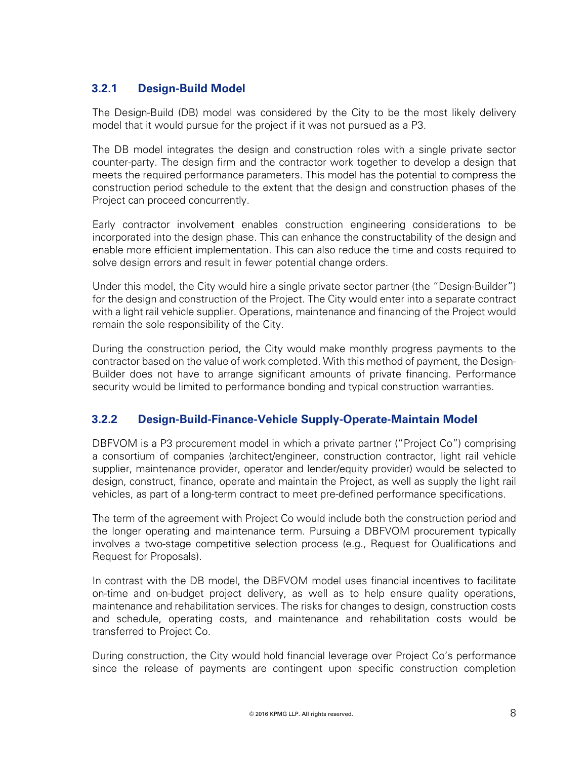### 3.2.1 Design-Build Model

The Design-Build (DB) model was considered by the City to be the most likely delivery model that it would pursue for the project if it was not pursued as a P3.

The DB model integrates the design and construction roles with a single private sector counter-party. The design firm and the contractor work together to develop a design that meets the required performance parameters. This model has the potential to compress the construction period schedule to the extent that the design and construction phases of the Project can proceed concurrently.

Early contractor involvement enables construction engineering considerations to be incorporated into the design phase. This can enhance the constructability of the design and enable more efficient implementation. This can also reduce the time and costs required to solve design errors and result in fewer potential change orders.

Under this model, the City would hire a single private sector partner (the "Design-Builder") for the design and construction of the Project. The City would enter into a separate contract with a light rail vehicle supplier. Operations, maintenance and financing of the Project would remain the sole responsibility of the City.

During the construction period, the City would make monthly progress payments to the contractor based on the value of work completed. With this method of payment, the Design-Builder does not have to arrange significant amounts of private financing. Performance security would be limited to performance bonding and typical construction warranties.

### 3.2.2 Design-Build-Finance-Vehicle Supply-Operate-Maintain Model

DBFVOM is a P3 procurement model in which a private partner ("Project Co") comprising a consortium of companies (architect/engineer, construction contractor, light rail vehicle supplier, maintenance provider, operator and lender/equity provider) would be selected to design, construct, finance, operate and maintain the Project, as well as supply the light rail vehicles, as part of a long-term contract to meet pre-defined performance specifications.

The term of the agreement with Project Co would include both the construction period and the longer operating and maintenance term. Pursuing a DBFVOM procurement typically involves a two-stage competitive selection process (e.g., Request for Qualifications and Request for Proposals).

In contrast with the DB model, the DBFVOM model uses financial incentives to facilitate on-time and on-budget project delivery, as well as to help ensure quality operations, maintenance and rehabilitation services. The risks for changes to design, construction costs and schedule, operating costs, and maintenance and rehabilitation costs would be transferred to Project Co.

During construction, the City would hold financial leverage over Project Co's performance since the release of payments are contingent upon specific construction completion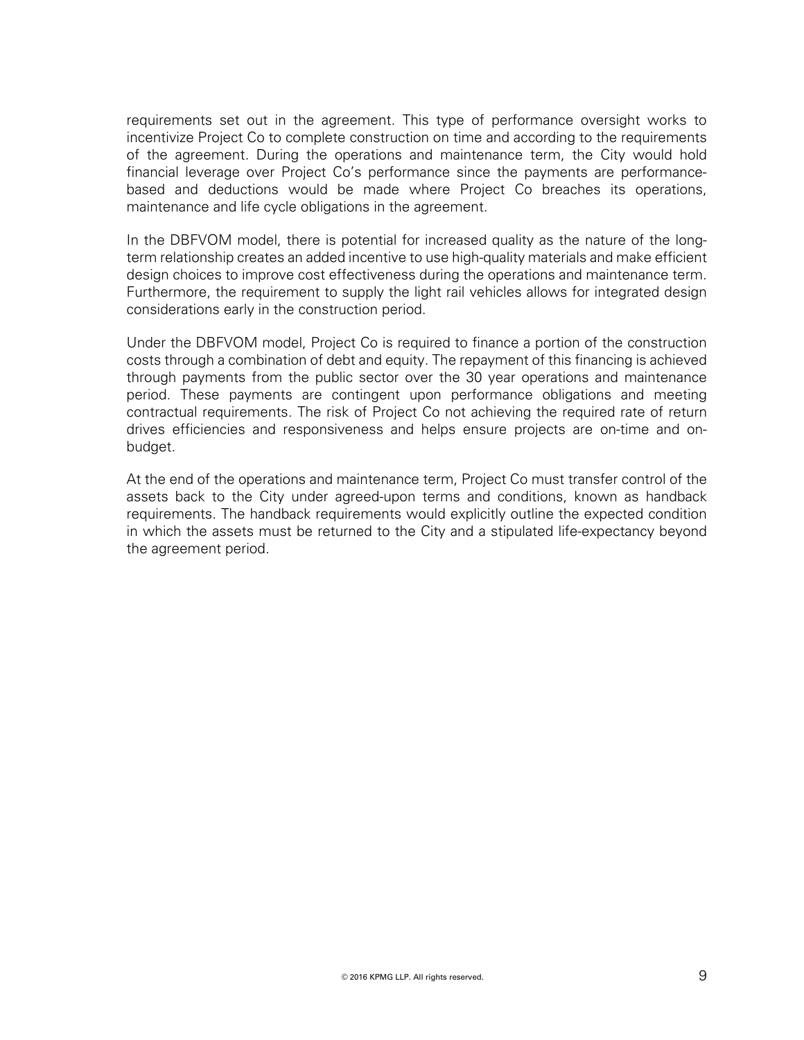requirements set out in the agreement. This type of performance oversight works to incentivize Project Co to complete construction on time and according to the requirements of the agreement. During the operations and maintenance term, the City would hold financial leverage over Project Co's performance since the payments are performance-based and deductions would be made where Project Co breaches its operations, maintenance and life cycle obligations in the agreement.

In the DBFVOM model, there is potential for increased quality as the nature of the long-term relationship creates an added incentive to use high-quality materials and make efficient design choices to improve cost effectiveness during the operations and maintenance term. Furthermore, the requirement to supply the light rail vehicles allows for integrated design considerations early in the construction period.

Under the DBFVOM model, Project Co is required to finance a portion of the construction costs through a combination of debt and equity. The repayment of this financing is achieved through payments from the public sector over the 30 year operations and maintenance period. These payments are contingent upon performance obligations and meeting contractual requirements. The risk of Project Co not achieving the required rate of return drives efficiencies and responsiveness and helps ensure projects are on-time and on-budget.

At the end of the operations and maintenance term, Project Co must transfer control of the assets back to the City under agreed-upon terms and conditions, known as handback requirements. The handback requirements would explicitly outline the expected condition in which the assets must be returned to the City and a stipulated life-expectancy beyond the agreement period.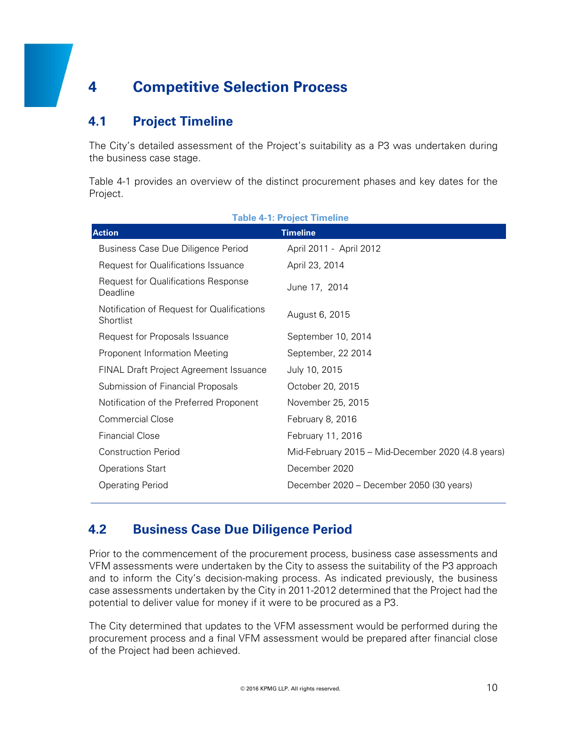# 4 Competitive Selection Process

## 4.1 Project Timeline

The City's detailed assessment of the Project's suitability as a P3 was undertaken during the business case stage.

Table 4-1 provides an overview of the distinct procurement phases and key dates for the Project.

**Table 4-1: Project Timeline**

| Action | Timeline |
|---|---|
| Business Case Due Diligence Period | April 2011 - April 2012 |
| Request for Qualifications Issuance | April 23, 2014 |
| Request for Qualifications Response Deadline | June 17, 2014 |
| Notification of Request for Qualifications Shortlist | August 6, 2015 |
| Request for Proposals Issuance | September 10, 2014 |
| Proponent Information Meeting | September, 22 2014 |
| FINAL Draft Project Agreement Issuance | July 10, 2015 |
| Submission of Financial Proposals | October 20, 2015 |
| Notification of the Preferred Proponent | November 25, 2015 |
| Commercial Close | February 8, 2016 |
| Financial Close | February 11, 2016 |
| Construction Period | Mid-February 2015 – Mid-December 2020 (4.8 years) |
| Operations Start | December 2020 |
| Operating Period | December 2020 – December 2050 (30 years) |

## 4.2 Business Case Due Diligence Period

Prior to the commencement of the procurement process, business case assessments and VFM assessments were undertaken by the City to assess the suitability of the P3 approach and to inform the City's decision-making process. As indicated previously, the business case assessments undertaken by the City in 2011-2012 determined that the Project had the potential to deliver value for money if it were to be procured as a P3.

The City determined that updates to the VFM assessment would be performed during the procurement process and a final VFM assessment would be prepared after financial close of the Project had been achieved.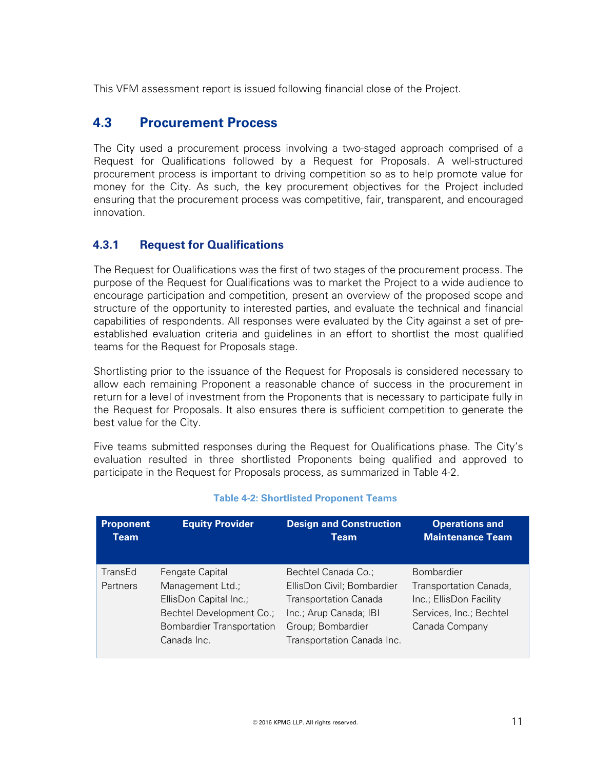This VFM assessment report is issued following financial close of the Project.

## 4.3 Procurement Process

The City used a procurement process involving a two-staged approach comprised of a Request for Qualifications followed by a Request for Proposals. A well-structured procurement process is important to driving competition so as to help promote value for money for the City. As such, the key procurement objectives for the Project included ensuring that the procurement process was competitive, fair, transparent, and encouraged innovation.

### 4.3.1 Request for Qualifications

The Request for Qualifications was the first of two stages of the procurement process. The purpose of the Request for Qualifications was to market the Project to a wide audience to encourage participation and competition, present an overview of the proposed scope and structure of the opportunity to interested parties, and evaluate the technical and financial capabilities of respondents. All responses were evaluated by the City against a set of pre-established evaluation criteria and guidelines in an effort to shortlist the most qualified teams for the Request for Proposals stage.

Shortlisting prior to the issuance of the Request for Proposals is considered necessary to allow each remaining Proponent a reasonable chance of success in the procurement in return for a level of investment from the Proponents that is necessary to participate fully in the Request for Proposals. It also ensures there is sufficient competition to generate the best value for the City.

Five teams submitted responses during the Request for Qualifications phase. The City's evaluation resulted in three shortlisted Proponents being qualified and approved to participate in the Request for Proposals process, as summarized in Table 4-2.

**Table 4-2: Shortlisted Proponent Teams**

| Proponent Team | Equity Provider | Design and Construction Team | Operations and Maintenance Team |
|---|---|---|---|
| TransEd Partners | Fengate Capital Management Ltd.; EllisDon Capital Inc.; Bechtel Development Co.; Bombardier Transportation Canada Inc. | Bechtel Canada Co.; EllisDon Civil; Bombardier Transportation Canada Inc.; Arup Canada; IBI Group; Bombardier Transportation Canada Inc. | Bombardier Transportation Canada, Inc.; EllisDon Facility Services, Inc.; Bechtel Canada Company |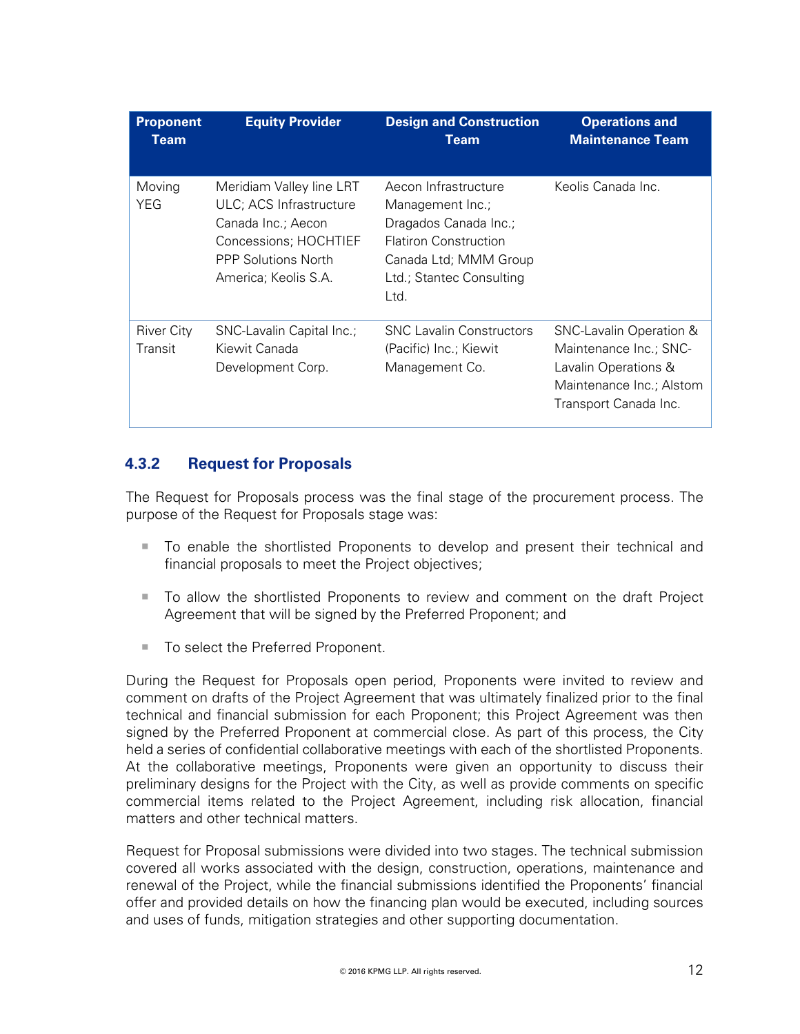| Proponent Team | Equity Provider | Design and Construction Team | Operations and Maintenance Team |
|---|---|---|---|
| Moving YEG | Meridiam Valley line LRT ULC; ACS Infrastructure Canada Inc.; Aecon Concessions; HOCHTIEF PPP Solutions North America; Keolis S.A. | Aecon Infrastructure Management Inc.; Dragados Canada Inc.; Flatiron Construction Canada Ltd; MMM Group Ltd.; Stantec Consulting Ltd. | Keolis Canada Inc. |
| River City Transit | SNC-Lavalin Capital Inc.; Kiewit Canada Development Corp. | SNC Lavalin Constructors (Pacific) Inc.; Kiewit Management Co. | SNC-Lavalin Operation & Maintenance Inc.; SNC-Lavalin Operations & Maintenance Inc.; Alstom Transport Canada Inc. |

### 4.3.2 Request for Proposals

The Request for Proposals process was the final stage of the procurement process. The purpose of the Request for Proposals stage was:

- To enable the shortlisted Proponents to develop and present their technical and financial proposals to meet the Project objectives;
- To allow the shortlisted Proponents to review and comment on the draft Project Agreement that will be signed by the Preferred Proponent; and
- To select the Preferred Proponent.

During the Request for Proposals open period, Proponents were invited to review and comment on drafts of the Project Agreement that was ultimately finalized prior to the final technical and financial submission for each Proponent; this Project Agreement was then signed by the Preferred Proponent at commercial close. As part of this process, the City held a series of confidential collaborative meetings with each of the shortlisted Proponents. At the collaborative meetings, Proponents were given an opportunity to discuss their preliminary designs for the Project with the City, as well as provide comments on specific commercial items related to the Project Agreement, including risk allocation, financial matters and other technical matters.

Request for Proposal submissions were divided into two stages. The technical submission covered all works associated with the design, construction, operations, maintenance and renewal of the Project, while the financial submissions identified the Proponents' financial offer and provided details on how the financing plan would be executed, including sources and uses of funds, mitigation strategies and other supporting documentation.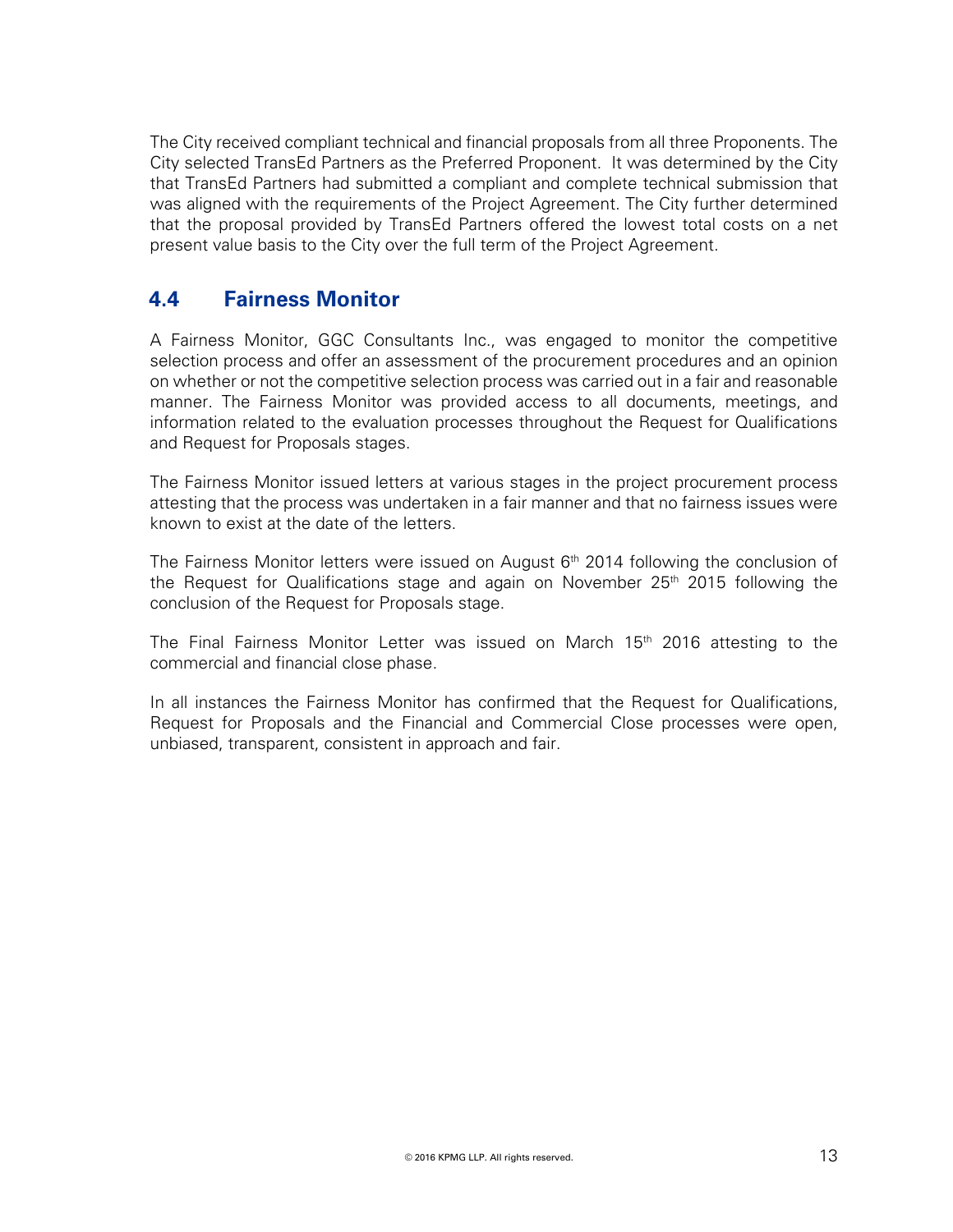The City received compliant technical and financial proposals from all three Proponents. The City selected TransEd Partners as the Preferred Proponent. It was determined by the City that TransEd Partners had submitted a compliant and complete technical submission that was aligned with the requirements of the Project Agreement. The City further determined that the proposal provided by TransEd Partners offered the lowest total costs on a net present value basis to the City over the full term of the Project Agreement.

## 4.4 Fairness Monitor

A Fairness Monitor, GGC Consultants Inc., was engaged to monitor the competitive selection process and offer an assessment of the procurement procedures and an opinion on whether or not the competitive selection process was carried out in a fair and reasonable manner. The Fairness Monitor was provided access to all documents, meetings, and information related to the evaluation processes throughout the Request for Qualifications and Request for Proposals stages.

The Fairness Monitor issued letters at various stages in the project procurement process attesting that the process was undertaken in a fair manner and that no fairness issues were known to exist at the date of the letters.

The Fairness Monitor letters were issued on August 6th 2014 following the conclusion of the Request for Qualifications stage and again on November 25th 2015 following the conclusion of the Request for Proposals stage.

The Final Fairness Monitor Letter was issued on March 15th 2016 attesting to the commercial and financial close phase.

In all instances the Fairness Monitor has confirmed that the Request for Qualifications, Request for Proposals and the Financial and Commercial Close processes were open, unbiased, transparent, consistent in approach and fair.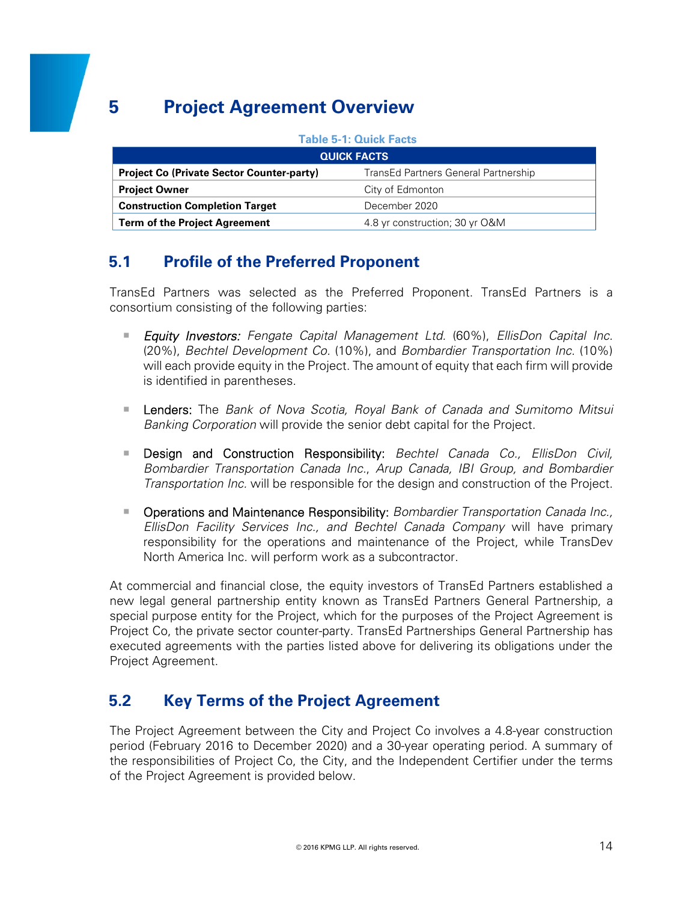# 5 Project Agreement Overview

Table 5-1: Quick Facts

| QUICK FACTS | |
|---|---|
| **Project Co (Private Sector Counter-party)** | TransEd Partners General Partnership |
| **Project Owner** | City of Edmonton |
| **Construction Completion Target** | December 2020 |
| **Term of the Project Agreement** | 4.8 yr construction; 30 yr O&M |

## 5.1 Profile of the Preferred Proponent

TransEd Partners was selected as the Preferred Proponent. TransEd Partners is a consortium consisting of the following parties:

- *Equity Investors: Fengate Capital Management Ltd.* (60%), *EllisDon Capital Inc.* (20%), *Bechtel Development Co.* (10%), and *Bombardier Transportation Inc.* (10%) will each provide equity in the Project. The amount of equity that each firm will provide is identified in parentheses.

- Lenders: The *Bank of Nova Scotia, Royal Bank of Canada and Sumitomo Mitsui Banking Corporation* will provide the senior debt capital for the Project.

- Design and Construction Responsibility: *Bechtel Canada Co., EllisDon Civil, Bombardier Transportation Canada Inc., Arup Canada, IBI Group, and Bombardier Transportation Inc.* will be responsible for the design and construction of the Project.

- Operations and Maintenance Responsibility: *Bombardier Transportation Canada Inc., EllisDon Facility Services Inc., and Bechtel Canada Company* will have primary responsibility for the operations and maintenance of the Project, while TransDev North America Inc. will perform work as a subcontractor.

At commercial and financial close, the equity investors of TransEd Partners established a new legal general partnership entity known as TransEd Partners General Partnership, a special purpose entity for the Project, which for the purposes of the Project Agreement is Project Co, the private sector counter-party. TransEd Partnerships General Partnership has executed agreements with the parties listed above for delivering its obligations under the Project Agreement.

## 5.2 Key Terms of the Project Agreement

The Project Agreement between the City and Project Co involves a 4.8-year construction period (February 2016 to December 2020) and a 30-year operating period. A summary of the responsibilities of Project Co, the City, and the Independent Certifier under the terms of the Project Agreement is provided below.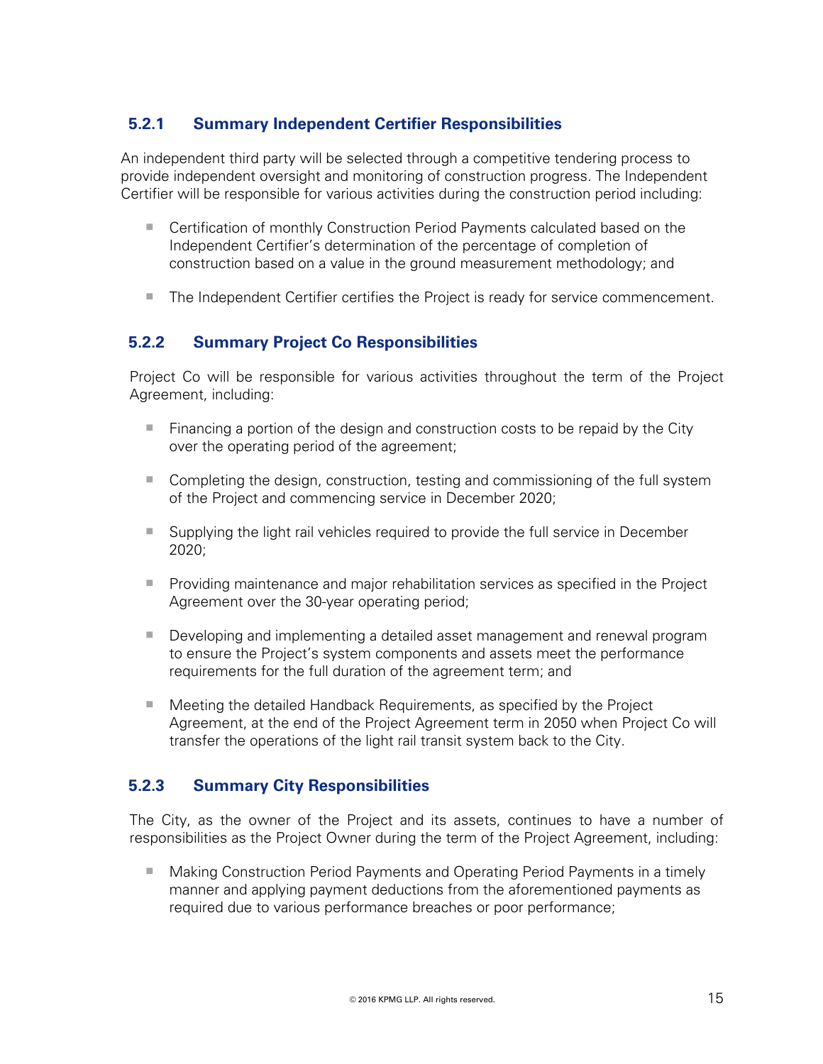### 5.2.1 Summary Independent Certifier Responsibilities

An independent third party will be selected through a competitive tendering process to provide independent oversight and monitoring of construction progress. The Independent Certifier will be responsible for various activities during the construction period including:

- Certification of monthly Construction Period Payments calculated based on the Independent Certifier's determination of the percentage of completion of construction based on a value in the ground measurement methodology; and
- The Independent Certifier certifies the Project is ready for service commencement.

### 5.2.2 Summary Project Co Responsibilities

Project Co will be responsible for various activities throughout the term of the Project Agreement, including:

- Financing a portion of the design and construction costs to be repaid by the City over the operating period of the agreement;
- Completing the design, construction, testing and commissioning of the full system of the Project and commencing service in December 2020;
- Supplying the light rail vehicles required to provide the full service in December 2020;
- Providing maintenance and major rehabilitation services as specified in the Project Agreement over the 30-year operating period;
- Developing and implementing a detailed asset management and renewal program to ensure the Project's system components and assets meet the performance requirements for the full duration of the agreement term; and
- Meeting the detailed Handback Requirements, as specified by the Project Agreement, at the end of the Project Agreement term in 2050 when Project Co will transfer the operations of the light rail transit system back to the City.

### 5.2.3 Summary City Responsibilities

The City, as the owner of the Project and its assets, continues to have a number of responsibilities as the Project Owner during the term of the Project Agreement, including:

- Making Construction Period Payments and Operating Period Payments in a timely manner and applying payment deductions from the aforementioned payments as required due to various performance breaches or poor performance;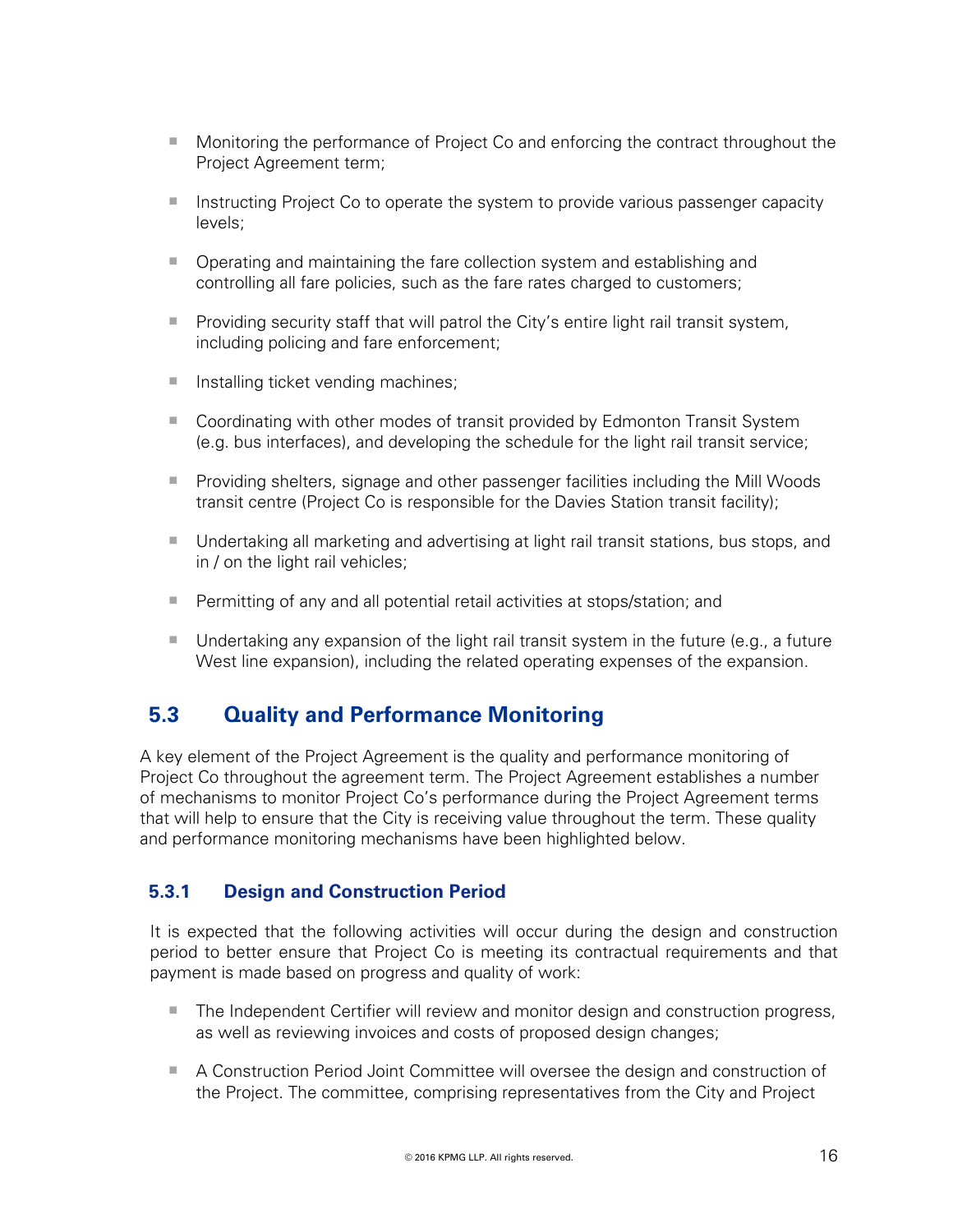- Monitoring the performance of Project Co and enforcing the contract throughout the Project Agreement term;
- Instructing Project Co to operate the system to provide various passenger capacity levels;
- Operating and maintaining the fare collection system and establishing and controlling all fare policies, such as the fare rates charged to customers;
- Providing security staff that will patrol the City's entire light rail transit system, including policing and fare enforcement;
- Installing ticket vending machines;
- Coordinating with other modes of transit provided by Edmonton Transit System (e.g. bus interfaces), and developing the schedule for the light rail transit service;
- Providing shelters, signage and other passenger facilities including the Mill Woods transit centre (Project Co is responsible for the Davies Station transit facility);
- Undertaking all marketing and advertising at light rail transit stations, bus stops, and in / on the light rail vehicles;
- Permitting of any and all potential retail activities at stops/station; and
- Undertaking any expansion of the light rail transit system in the future (e.g., a future West line expansion), including the related operating expenses of the expansion.

## 5.3 Quality and Performance Monitoring

A key element of the Project Agreement is the quality and performance monitoring of Project Co throughout the agreement term. The Project Agreement establishes a number of mechanisms to monitor Project Co's performance during the Project Agreement terms that will help to ensure that the City is receiving value throughout the term. These quality and performance monitoring mechanisms have been highlighted below.

### 5.3.1 Design and Construction Period

It is expected that the following activities will occur during the design and construction period to better ensure that Project Co is meeting its contractual requirements and that payment is made based on progress and quality of work:

- The Independent Certifier will review and monitor design and construction progress, as well as reviewing invoices and costs of proposed design changes;
- A Construction Period Joint Committee will oversee the design and construction of the Project. The committee, comprising representatives from the City and Project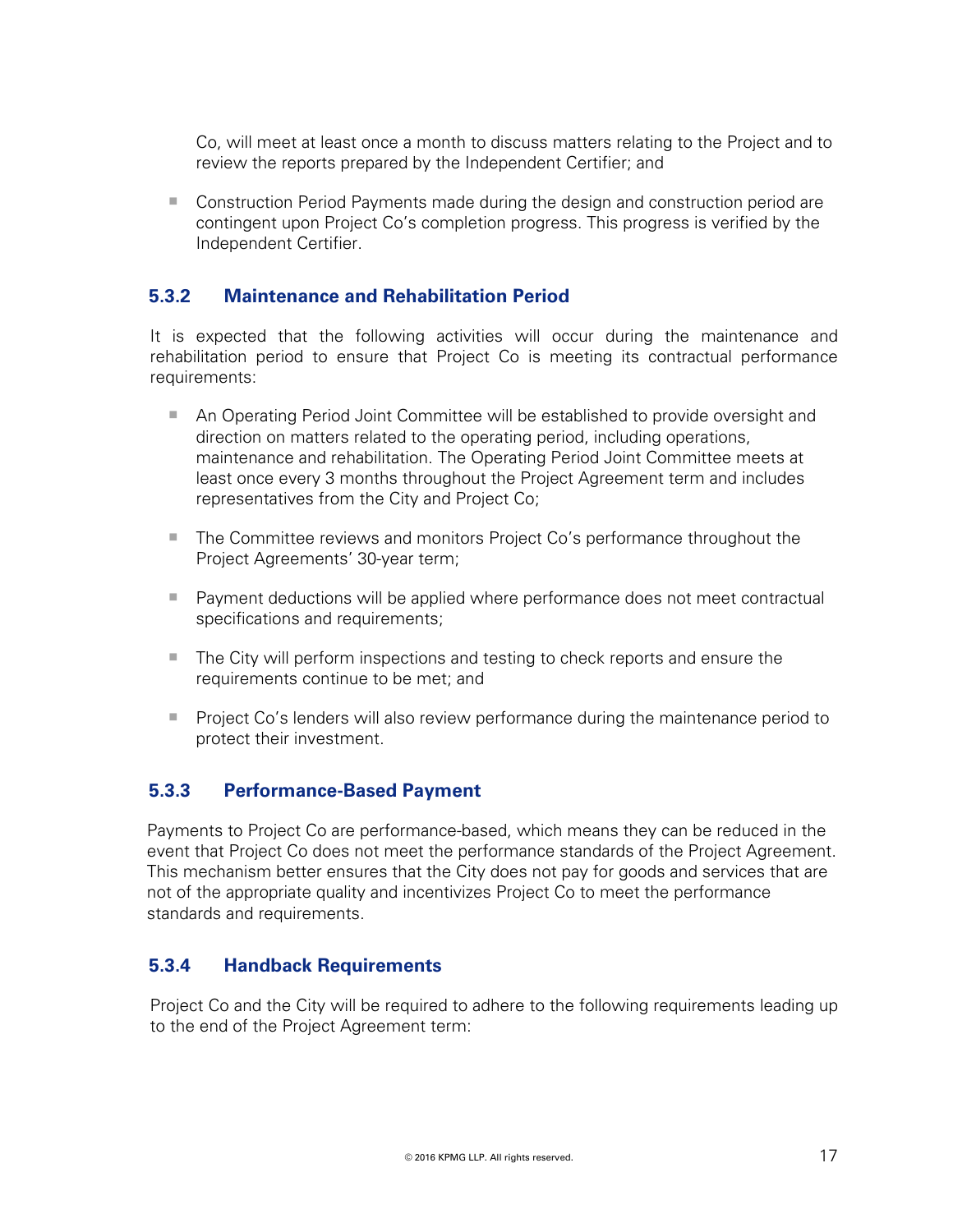Co, will meet at least once a month to discuss matters relating to the Project and to review the reports prepared by the Independent Certifier; and

- Construction Period Payments made during the design and construction period are contingent upon Project Co's completion progress. This progress is verified by the Independent Certifier.

### 5.3.2 Maintenance and Rehabilitation Period

It is expected that the following activities will occur during the maintenance and rehabilitation period to ensure that Project Co is meeting its contractual performance requirements:

- An Operating Period Joint Committee will be established to provide oversight and direction on matters related to the operating period, including operations, maintenance and rehabilitation. The Operating Period Joint Committee meets at least once every 3 months throughout the Project Agreement term and includes representatives from the City and Project Co;
- The Committee reviews and monitors Project Co's performance throughout the Project Agreements' 30-year term;
- Payment deductions will be applied where performance does not meet contractual specifications and requirements;
- The City will perform inspections and testing to check reports and ensure the requirements continue to be met; and
- Project Co's lenders will also review performance during the maintenance period to protect their investment.

### 5.3.3 Performance-Based Payment

Payments to Project Co are performance-based, which means they can be reduced in the event that Project Co does not meet the performance standards of the Project Agreement. This mechanism better ensures that the City does not pay for goods and services that are not of the appropriate quality and incentivizes Project Co to meet the performance standards and requirements.

### 5.3.4 Handback Requirements

Project Co and the City will be required to adhere to the following requirements leading up to the end of the Project Agreement term: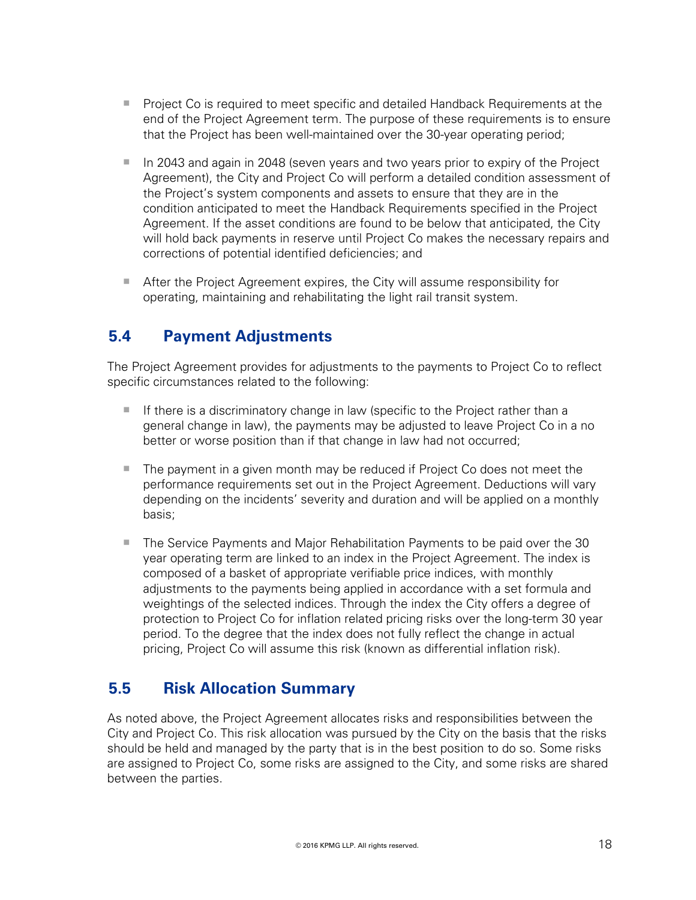- Project Co is required to meet specific and detailed Handback Requirements at the end of the Project Agreement term. The purpose of these requirements is to ensure that the Project has been well-maintained over the 30-year operating period;
- In 2043 and again in 2048 (seven years and two years prior to expiry of the Project Agreement), the City and Project Co will perform a detailed condition assessment of the Project's system components and assets to ensure that they are in the condition anticipated to meet the Handback Requirements specified in the Project Agreement. If the asset conditions are found to be below that anticipated, the City will hold back payments in reserve until Project Co makes the necessary repairs and corrections of potential identified deficiencies; and
- After the Project Agreement expires, the City will assume responsibility for operating, maintaining and rehabilitating the light rail transit system.

## 5.4 Payment Adjustments

The Project Agreement provides for adjustments to the payments to Project Co to reflect specific circumstances related to the following:

- If there is a discriminatory change in law (specific to the Project rather than a general change in law), the payments may be adjusted to leave Project Co in a no better or worse position than if that change in law had not occurred;
- The payment in a given month may be reduced if Project Co does not meet the performance requirements set out in the Project Agreement. Deductions will vary depending on the incidents' severity and duration and will be applied on a monthly basis;
- The Service Payments and Major Rehabilitation Payments to be paid over the 30 year operating term are linked to an index in the Project Agreement. The index is composed of a basket of appropriate verifiable price indices, with monthly adjustments to the payments being applied in accordance with a set formula and weightings of the selected indices. Through the index the City offers a degree of protection to Project Co for inflation related pricing risks over the long-term 30 year period. To the degree that the index does not fully reflect the change in actual pricing, Project Co will assume this risk (known as differential inflation risk).

## 5.5 Risk Allocation Summary

As noted above, the Project Agreement allocates risks and responsibilities between the City and Project Co. This risk allocation was pursued by the City on the basis that the risks should be held and managed by the party that is in the best position to do so. Some risks are assigned to Project Co, some risks are assigned to the City, and some risks are shared between the parties.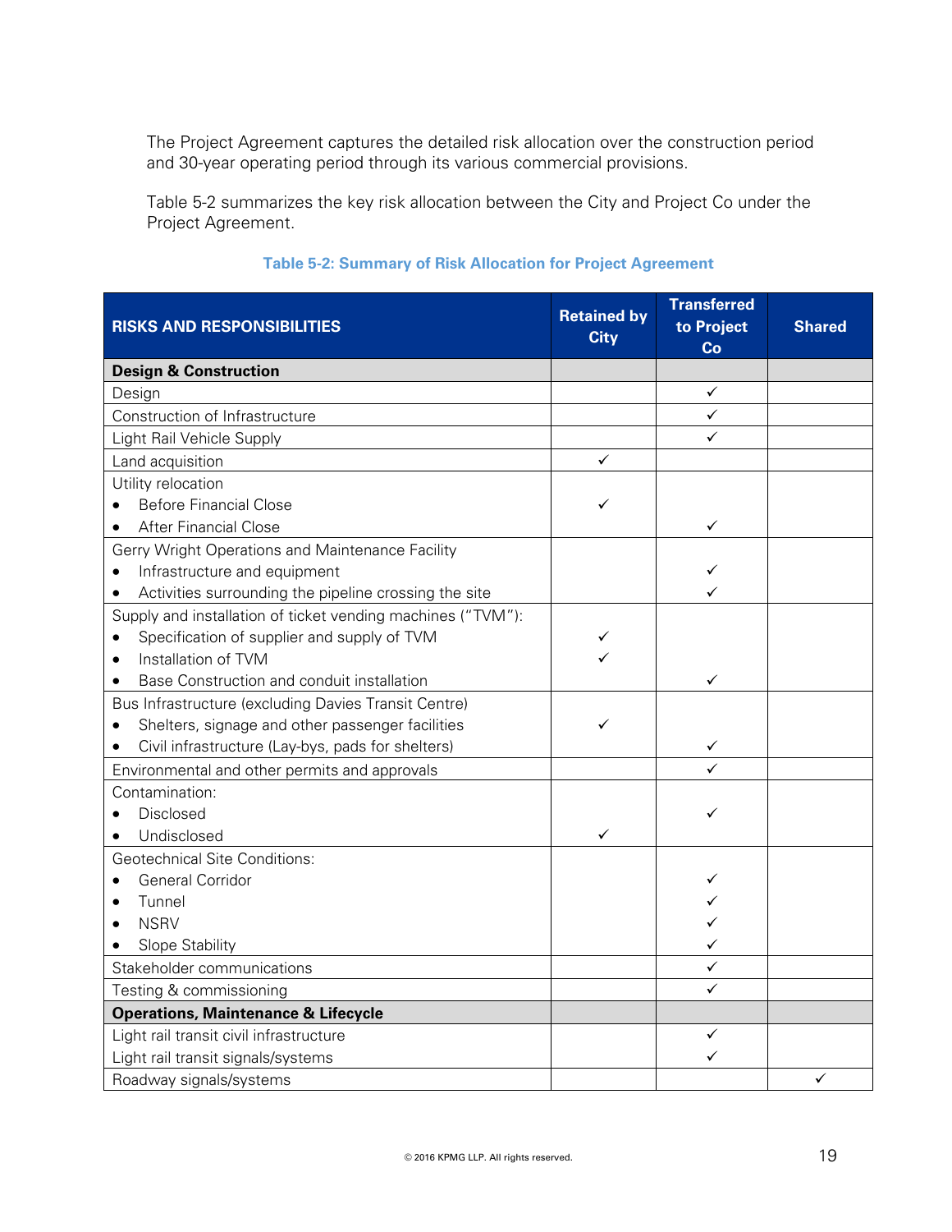The Project Agreement captures the detailed risk allocation over the construction period and 30-year operating period through its various commercial provisions.

Table 5-2 summarizes the key risk allocation between the City and Project Co under the Project Agreement.

**Table 5-2: Summary of Risk Allocation for Project Agreement**

| RISKS AND RESPONSIBILITIES | Retained by City | Transferred to Project Co | Shared |
|---|---|---|---|
| **Design & Construction** | | | |
| Design | | ✓ | |
| Construction of Infrastructure | | ✓ | |
| Light Rail Vehicle Supply | | ✓ | |
| Land acquisition | ✓ | | |
| Utility relocation | | | |
| • Before Financial Close | ✓ | | |
| • After Financial Close | | ✓ | |
| Gerry Wright Operations and Maintenance Facility | | | |
| • Infrastructure and equipment | | ✓ | |
| • Activities surrounding the pipeline crossing the site | | ✓ | |
| Supply and installation of ticket vending machines ("TVM"): | | | |
| • Specification of supplier and supply of TVM | ✓ | | |
| • Installation of TVM | ✓ | | |
| • Base Construction and conduit installation | | ✓ | |
| Bus Infrastructure (excluding Davies Transit Centre) | | | |
| • Shelters, signage and other passenger facilities | ✓ | | |
| • Civil infrastructure (Lay-bys, pads for shelters) | | ✓ | |
| Environmental and other permits and approvals | | ✓ | |
| Contamination: | | | |
| • Disclosed | | ✓ | |
| • Undisclosed | ✓ | | |
| Geotechnical Site Conditions: | | | |
| • General Corridor | | ✓ | |
| • Tunnel | | ✓ | |
| • NSRV | | ✓ | |
| • Slope Stability | | ✓ | |
| Stakeholder communications | | ✓ | |
| Testing & commissioning | | ✓ | |
| **Operations, Maintenance & Lifecycle** | | | |
| Light rail transit civil infrastructure | | ✓ | |
| Light rail transit signals/systems | | ✓ | |
| Roadway signals/systems | | | ✓ |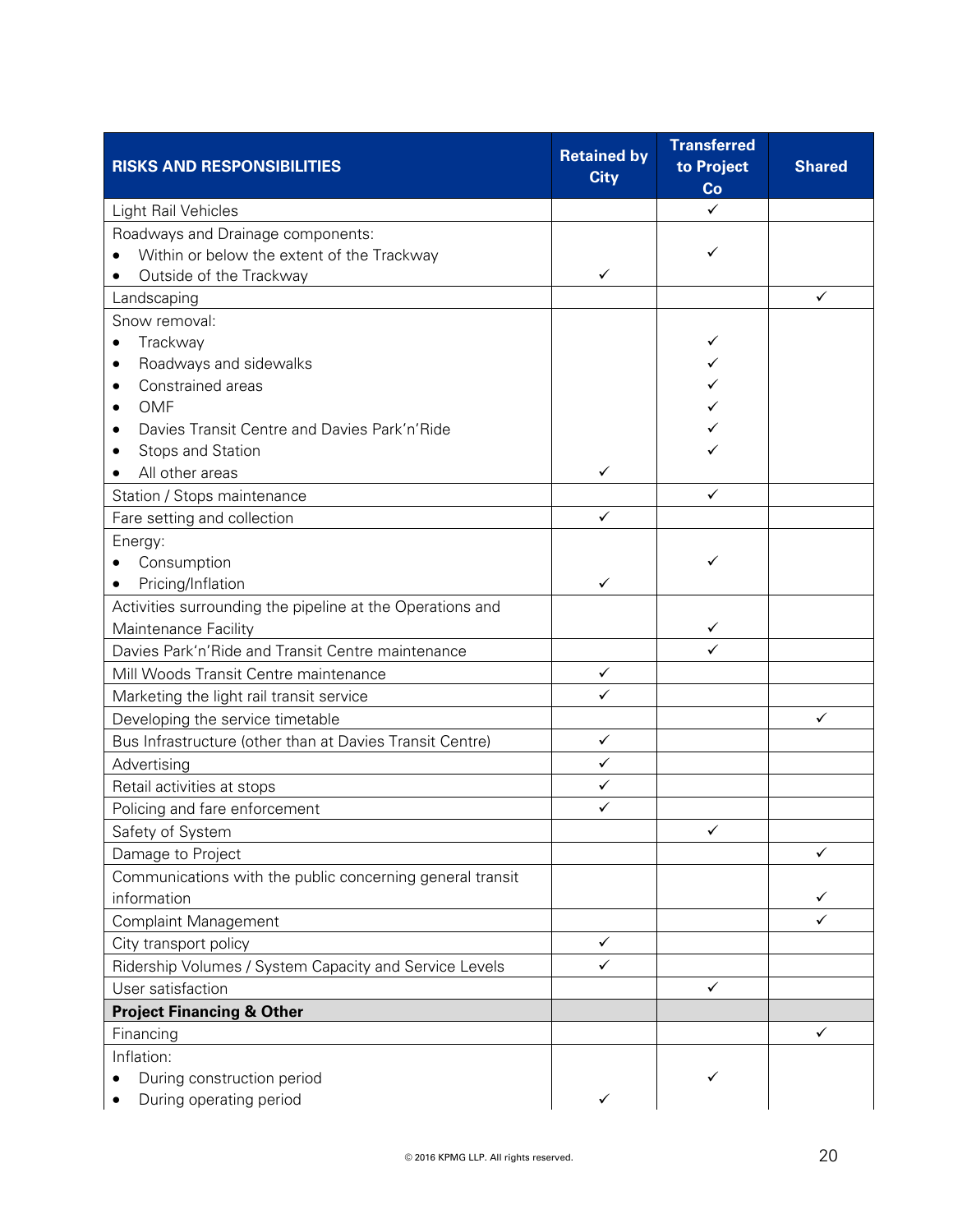| RISKS AND RESPONSIBILITIES | Retained by City | Transferred to Project Co | Shared |
|---|---|---|---|
| Light Rail Vehicles | | ✓ | |
| Roadways and Drainage components: | | | |
| • Within or below the extent of the Trackway | | ✓ | |
| • Outside of the Trackway | ✓ | | |
| Landscaping | | | ✓ |
| Snow removal: | | | |
| • Trackway | | ✓ | |
| • Roadways and sidewalks | | ✓ | |
| • Constrained areas | | ✓ | |
| • OMF | | ✓ | |
| • Davies Transit Centre and Davies Park'n'Ride | | ✓ | |
| • Stops and Station | | ✓ | |
| • All other areas | ✓ | | |
| Station / Stops maintenance | | ✓ | |
| Fare setting and collection | ✓ | | |
| Energy: | | | |
| • Consumption | | ✓ | |
| • Pricing/Inflation | ✓ | | |
| Activities surrounding the pipeline at the Operations and Maintenance Facility | | ✓ | |
| Davies Park'n'Ride and Transit Centre maintenance | | ✓ | |
| Mill Woods Transit Centre maintenance | ✓ | | |
| Marketing the light rail transit service | ✓ | | |
| Developing the service timetable | | | ✓ |
| Bus Infrastructure (other than at Davies Transit Centre) | ✓ | | |
| Advertising | ✓ | | |
| Retail activities at stops | ✓ | | |
| Policing and fare enforcement | ✓ | | |
| Safety of System | | ✓ | |
| Damage to Project | | | ✓ |
| Communications with the public concerning general transit information | | | ✓ |
| Complaint Management | | | ✓ |
| City transport policy | ✓ | | |
| Ridership Volumes / System Capacity and Service Levels | ✓ | | |
| User satisfaction | | ✓ | |
| **Project Financing & Other** | | | |
| Financing | | | ✓ |
| Inflation: | | | |
| • During construction period | | ✓ | |
| • During operating period | ✓ | | |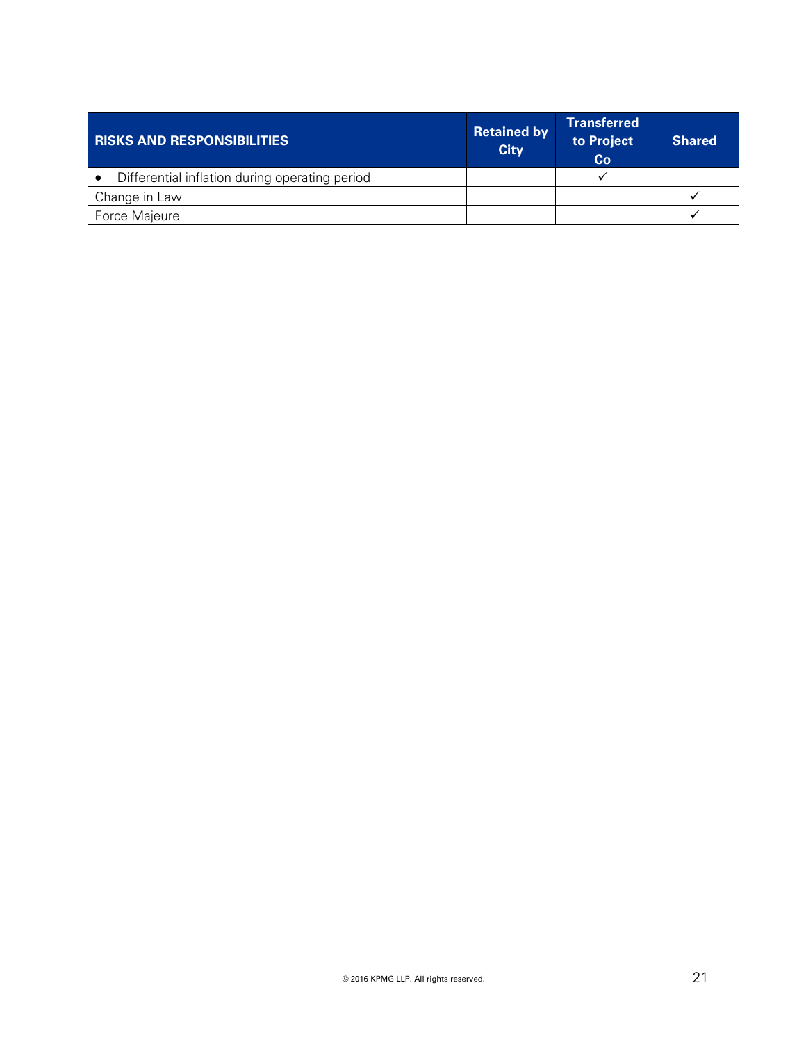| RISKS AND RESPONSIBILITIES | Retained by City | Transferred to Project Co | Shared |
|---|---|---|---|
| • Differential inflation during operating period | | ✓ | |
| Change in Law | | | ✓ |
| Force Majeure | | | ✓ |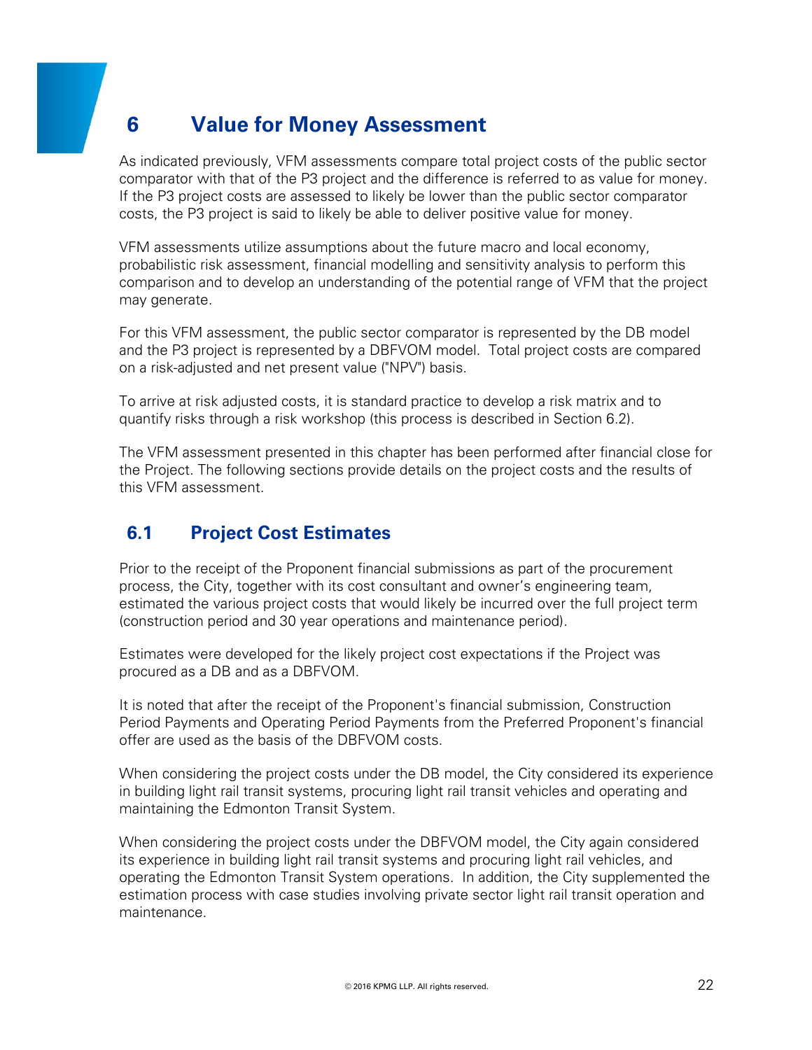# 6 Value for Money Assessment

As indicated previously, VFM assessments compare total project costs of the public sector comparator with that of the P3 project and the difference is referred to as value for money. If the P3 project costs are assessed to likely be lower than the public sector comparator costs, the P3 project is said to likely be able to deliver positive value for money.

VFM assessments utilize assumptions about the future macro and local economy, probabilistic risk assessment, financial modelling and sensitivity analysis to perform this comparison and to develop an understanding of the potential range of VFM that the project may generate.

For this VFM assessment, the public sector comparator is represented by the DB model and the P3 project is represented by a DBFVOM model. Total project costs are compared on a risk-adjusted and net present value ("NPV") basis.

To arrive at risk adjusted costs, it is standard practice to develop a risk matrix and to quantify risks through a risk workshop (this process is described in Section 6.2).

The VFM assessment presented in this chapter has been performed after financial close for the Project. The following sections provide details on the project costs and the results of this VFM assessment.

## 6.1 Project Cost Estimates

Prior to the receipt of the Proponent financial submissions as part of the procurement process, the City, together with its cost consultant and owner's engineering team, estimated the various project costs that would likely be incurred over the full project term (construction period and 30 year operations and maintenance period).

Estimates were developed for the likely project cost expectations if the Project was procured as a DB and as a DBFVOM.

It is noted that after the receipt of the Proponent's financial submission, Construction Period Payments and Operating Period Payments from the Preferred Proponent's financial offer are used as the basis of the DBFVOM costs.

When considering the project costs under the DB model, the City considered its experience in building light rail transit systems, procuring light rail transit vehicles and operating and maintaining the Edmonton Transit System.

When considering the project costs under the DBFVOM model, the City again considered its experience in building light rail transit systems and procuring light rail vehicles, and operating the Edmonton Transit System operations. In addition, the City supplemented the estimation process with case studies involving private sector light rail transit operation and maintenance.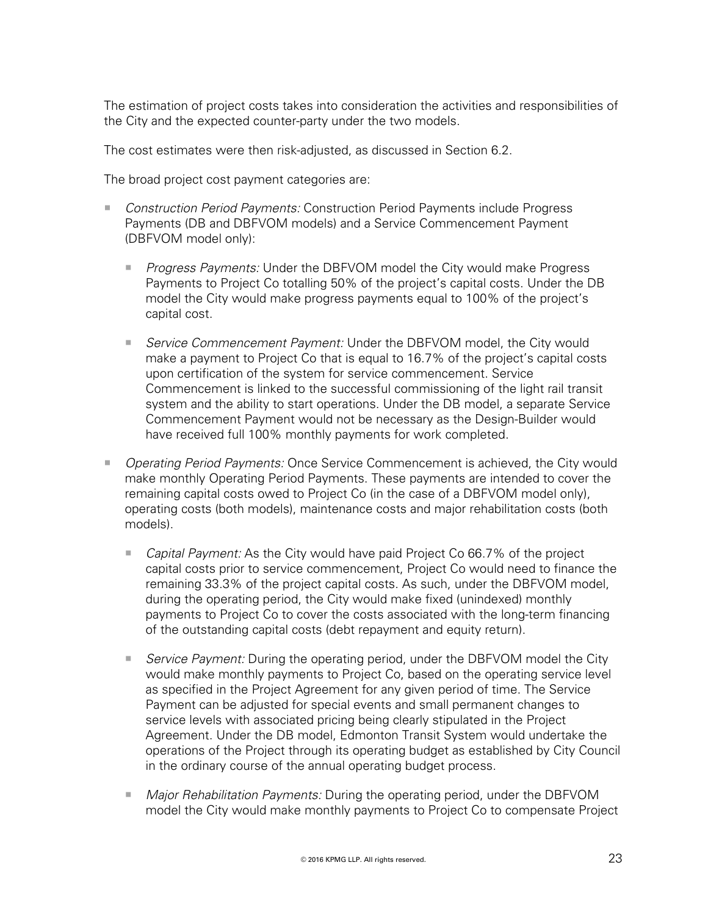The estimation of project costs takes into consideration the activities and responsibilities of the City and the expected counter-party under the two models.

The cost estimates were then risk-adjusted, as discussed in Section 6.2.

The broad project cost payment categories are:

- *Construction Period Payments:* Construction Period Payments include Progress Payments (DB and DBFVOM models) and a Service Commencement Payment (DBFVOM model only):
  - *Progress Payments:* Under the DBFVOM model the City would make Progress Payments to Project Co totalling 50% of the project's capital costs. Under the DB model the City would make progress payments equal to 100% of the project's capital cost.
  - *Service Commencement Payment:* Under the DBFVOM model, the City would make a payment to Project Co that is equal to 16.7% of the project's capital costs upon certification of the system for service commencement. Service Commencement is linked to the successful commissioning of the light rail transit system and the ability to start operations. Under the DB model, a separate Service Commencement Payment would not be necessary as the Design-Builder would have received full 100% monthly payments for work completed.
- *Operating Period Payments:* Once Service Commencement is achieved, the City would make monthly Operating Period Payments. These payments are intended to cover the remaining capital costs owed to Project Co (in the case of a DBFVOM model only), operating costs (both models), maintenance costs and major rehabilitation costs (both models).
  - *Capital Payment:* As the City would have paid Project Co 66.7% of the project capital costs prior to service commencement, Project Co would need to finance the remaining 33.3% of the project capital costs. As such, under the DBFVOM model, during the operating period, the City would make fixed (unindexed) monthly payments to Project Co to cover the costs associated with the long-term financing of the outstanding capital costs (debt repayment and equity return).
  - *Service Payment:* During the operating period, under the DBFVOM model the City would make monthly payments to Project Co, based on the operating service level as specified in the Project Agreement for any given period of time. The Service Payment can be adjusted for special events and small permanent changes to service levels with associated pricing being clearly stipulated in the Project Agreement. Under the DB model, Edmonton Transit System would undertake the operations of the Project through its operating budget as established by City Council in the ordinary course of the annual operating budget process.
  - *Major Rehabilitation Payments:* During the operating period, under the DBFVOM model the City would make monthly payments to Project Co to compensate Project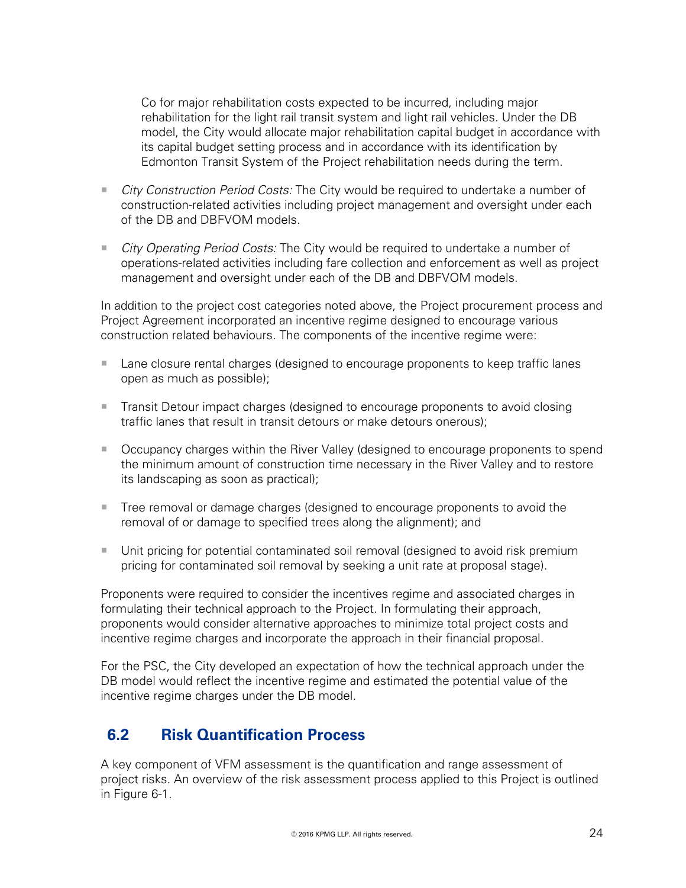Co for major rehabilitation costs expected to be incurred, including major rehabilitation for the light rail transit system and light rail vehicles. Under the DB model, the City would allocate major rehabilitation capital budget in accordance with its capital budget setting process and in accordance with its identification by Edmonton Transit System of the Project rehabilitation needs during the term.

- *City Construction Period Costs:* The City would be required to undertake a number of construction-related activities including project management and oversight under each of the DB and DBFVOM models.

- *City Operating Period Costs:* The City would be required to undertake a number of operations-related activities including fare collection and enforcement as well as project management and oversight under each of the DB and DBFVOM models.

In addition to the project cost categories noted above, the Project procurement process and Project Agreement incorporated an incentive regime designed to encourage various construction related behaviours. The components of the incentive regime were:

- Lane closure rental charges (designed to encourage proponents to keep traffic lanes open as much as possible);

- Transit Detour impact charges (designed to encourage proponents to avoid closing traffic lanes that result in transit detours or make detours onerous);

- Occupancy charges within the River Valley (designed to encourage proponents to spend the minimum amount of construction time necessary in the River Valley and to restore its landscaping as soon as practical);

- Tree removal or damage charges (designed to encourage proponents to avoid the removal of or damage to specified trees along the alignment); and

- Unit pricing for potential contaminated soil removal (designed to avoid risk premium pricing for contaminated soil removal by seeking a unit rate at proposal stage).

Proponents were required to consider the incentives regime and associated charges in formulating their technical approach to the Project. In formulating their approach, proponents would consider alternative approaches to minimize total project costs and incentive regime charges and incorporate the approach in their financial proposal.

For the PSC, the City developed an expectation of how the technical approach under the DB model would reflect the incentive regime and estimated the potential value of the incentive regime charges under the DB model.

## 6.2 Risk Quantification Process

A key component of VFM assessment is the quantification and range assessment of project risks. An overview of the risk assessment process applied to this Project is outlined in Figure 6-1.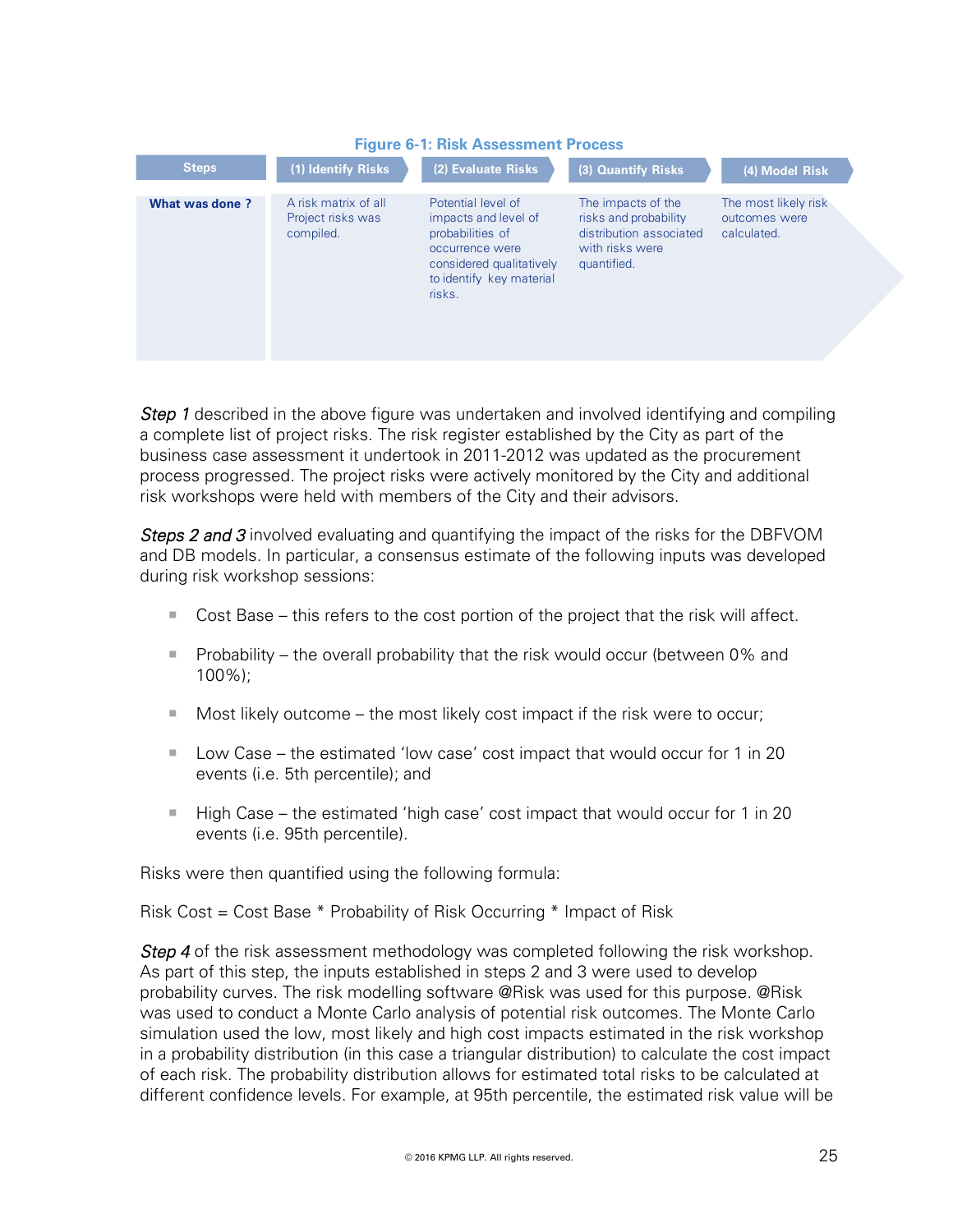**Figure 6-1: Risk Assessment Process**

| Steps | (1) Identify Risks | (2) Evaluate Risks | (3) Quantify Risks | (4) Model Risk |
|---|---|---|---|---|
| **What was done ?** | A risk matrix of all Project risks was compiled. | Potential level of impacts and level of probabilities of occurrence were considered qualitatively to identify key material risks. | The impacts of the risks and probability distribution associated with risks were quantified. | The most likely risk outcomes were calculated. |

*Step 1* described in the above figure was undertaken and involved identifying and compiling a complete list of project risks. The risk register established by the City as part of the business case assessment it undertook in 2011-2012 was updated as the procurement process progressed. The project risks were actively monitored by the City and additional risk workshops were held with members of the City and their advisors.

*Steps 2 and 3* involved evaluating and quantifying the impact of the risks for the DBFVOM and DB models. In particular, a consensus estimate of the following inputs was developed during risk workshop sessions:

- Cost Base – this refers to the cost portion of the project that the risk will affect.
- Probability – the overall probability that the risk would occur (between 0% and 100%);
- Most likely outcome – the most likely cost impact if the risk were to occur;
- Low Case – the estimated 'low case' cost impact that would occur for 1 in 20 events (i.e. 5th percentile); and
- High Case – the estimated 'high case' cost impact that would occur for 1 in 20 events (i.e. 95th percentile).

Risks were then quantified using the following formula:

Risk Cost = Cost Base * Probability of Risk Occurring * Impact of Risk

*Step 4* of the risk assessment methodology was completed following the risk workshop. As part of this step, the inputs established in steps 2 and 3 were used to develop probability curves. The risk modelling software @Risk was used for this purpose. @Risk was used to conduct a Monte Carlo analysis of potential risk outcomes. The Monte Carlo simulation used the low, most likely and high cost impacts estimated in the risk workshop in a probability distribution (in this case a triangular distribution) to calculate the cost impact of each risk. The probability distribution allows for estimated total risks to be calculated at different confidence levels. For example, at 95th percentile, the estimated risk value will be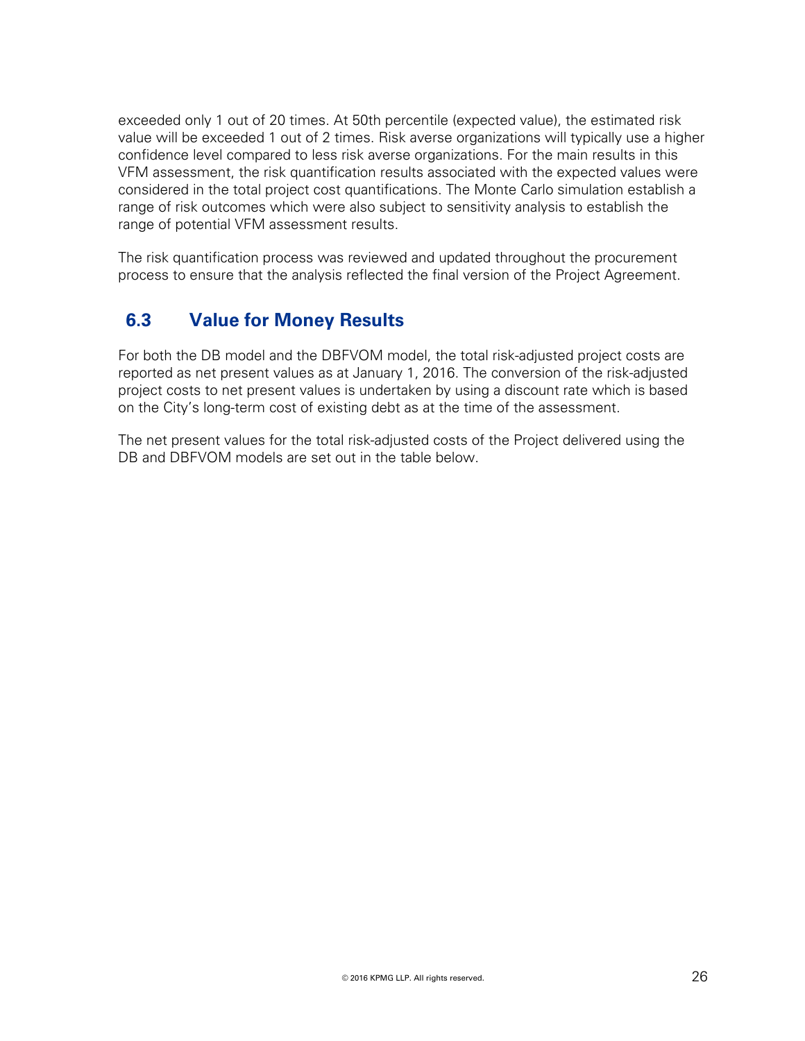exceeded only 1 out of 20 times. At 50th percentile (expected value), the estimated risk value will be exceeded 1 out of 2 times. Risk averse organizations will typically use a higher confidence level compared to less risk averse organizations. For the main results in this VFM assessment, the risk quantification results associated with the expected values were considered in the total project cost quantifications. The Monte Carlo simulation establish a range of risk outcomes which were also subject to sensitivity analysis to establish the range of potential VFM assessment results.

The risk quantification process was reviewed and updated throughout the procurement process to ensure that the analysis reflected the final version of the Project Agreement.

## 6.3 Value for Money Results

For both the DB model and the DBFVOM model, the total risk-adjusted project costs are reported as net present values as at January 1, 2016. The conversion of the risk-adjusted project costs to net present values is undertaken by using a discount rate which is based on the City's long-term cost of existing debt as at the time of the assessment.

The net present values for the total risk-adjusted costs of the Project delivered using the DB and DBFVOM models are set out in the table below.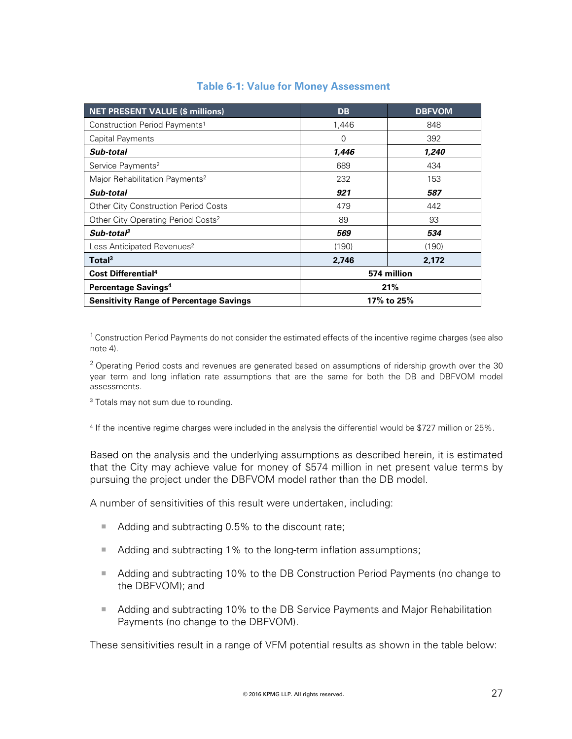**Table 6-1: Value for Money Assessment**

| NET PRESENT VALUE ($ millions) | DB | DBFVOM |
|---|---|---|
| Construction Period Payments[1] | 1,446 | 848 |
| Capital Payments | 0 | 392 |
| ***Sub-total*** | ***1,446*** | ***1,240*** |
| Service Payments[2] | 689 | 434 |
| Major Rehabilitation Payments[2] | 232 | 153 |
| ***Sub-total*** | ***921*** | ***587*** |
| Other City Construction Period Costs | 479 | 442 |
| Other City Operating Period Costs[2] | 89 | 93 |
| ***Sub-total***[3] | ***569*** | ***534*** |
| Less Anticipated Revenues[2] | (190) | (190) |
| **Total**[3] | **2,746** | **2,172** |
| **Cost Differential**[4] | **574 million** | |
| **Percentage Savings**[4] | **21%** | |
| **Sensitivity Range of Percentage Savings** | **17% to 25%** | |

[1] Construction Period Payments do not consider the estimated effects of the incentive regime charges (see also note 4).

[2] Operating Period costs and revenues are generated based on assumptions of ridership growth over the 30 year term and long inflation rate assumptions that are the same for both the DB and DBFVOM model assessments.

[3] Totals may not sum due to rounding.

[4] If the incentive regime charges were included in the analysis the differential would be $727 million or 25%.

Based on the analysis and the underlying assumptions as described herein, it is estimated that the City may achieve value for money of $574 million in net present value terms by pursuing the project under the DBFVOM model rather than the DB model.

A number of sensitivities of this result were undertaken, including:

- Adding and subtracting 0.5% to the discount rate;
- Adding and subtracting 1% to the long-term inflation assumptions;
- Adding and subtracting 10% to the DB Construction Period Payments (no change to the DBFVOM); and
- Adding and subtracting 10% to the DB Service Payments and Major Rehabilitation Payments (no change to the DBFVOM).

These sensitivities result in a range of VFM potential results as shown in the table below: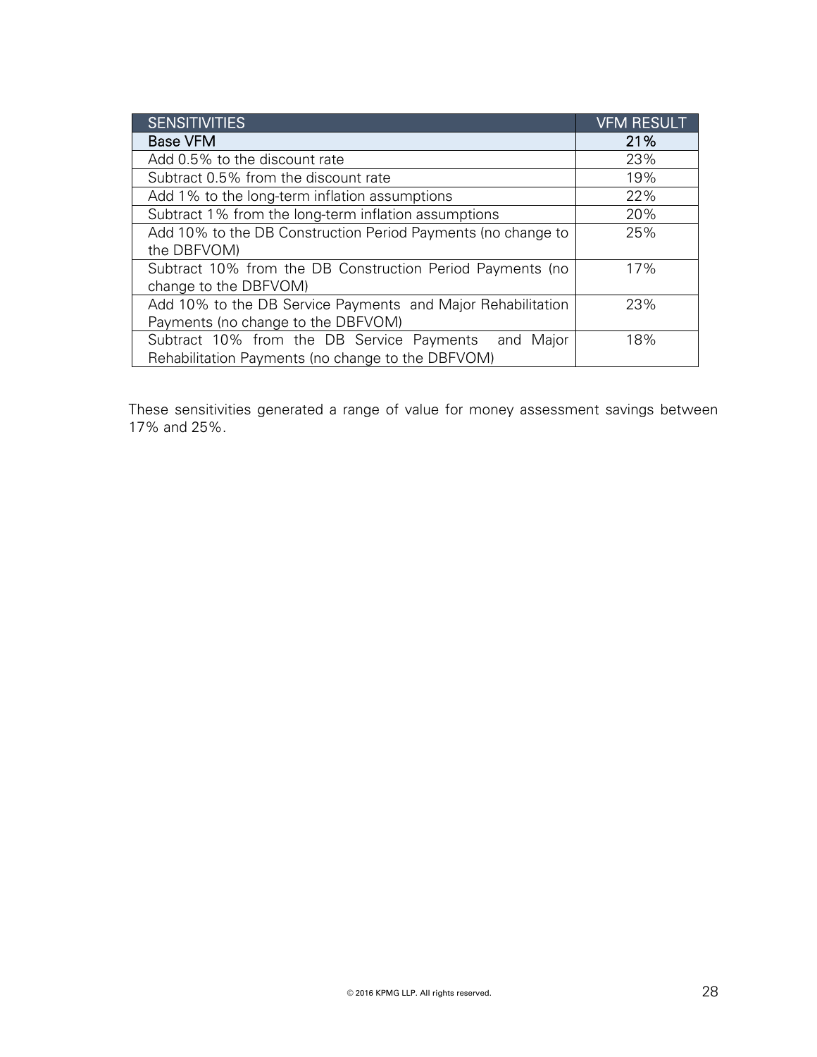| SENSITIVITIES | VFM RESULT |
| --- | --- |
| Base VFM | 21% |
| Add 0.5% to the discount rate | 23% |
| Subtract 0.5% from the discount rate | 19% |
| Add 1% to the long-term inflation assumptions | 22% |
| Subtract 1% from the long-term inflation assumptions | 20% |
| Add 10% to the DB Construction Period Payments (no change to the DBFVOM) | 25% |
| Subtract 10% from the DB Construction Period Payments (no change to the DBFVOM) | 17% |
| Add 10% to the DB Service Payments and Major Rehabilitation Payments (no change to the DBFVOM) | 23% |
| Subtract 10% from the DB Service Payments and Major Rehabilitation Payments (no change to the DBFVOM) | 18% |

These sensitivities generated a range of value for money assessment savings between 17% and 25%.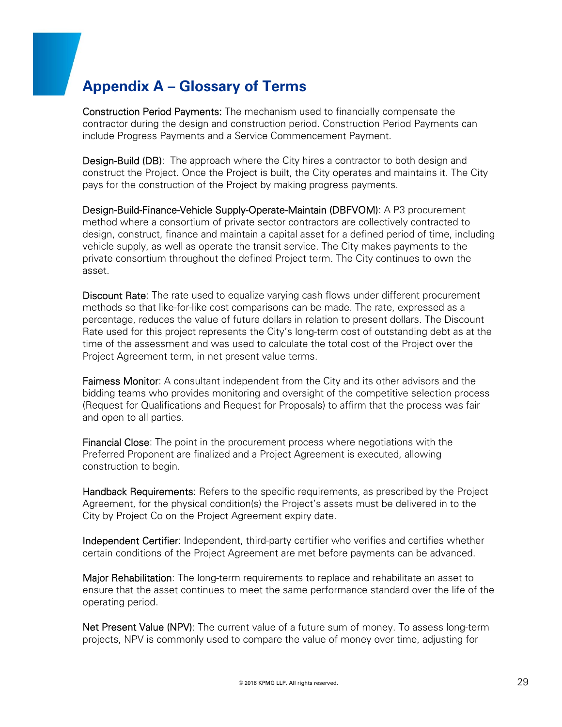# Appendix A – Glossary of Terms

Construction Period Payments: The mechanism used to financially compensate the contractor during the design and construction period. Construction Period Payments can include Progress Payments and a Service Commencement Payment.

Design-Build (DB): The approach where the City hires a contractor to both design and construct the Project. Once the Project is built, the City operates and maintains it. The City pays for the construction of the Project by making progress payments.

Design-Build-Finance-Vehicle Supply-Operate-Maintain (DBFVOM): A P3 procurement method where a consortium of private sector contractors are collectively contracted to design, construct, finance and maintain a capital asset for a defined period of time, including vehicle supply, as well as operate the transit service. The City makes payments to the private consortium throughout the defined Project term. The City continues to own the asset.

Discount Rate: The rate used to equalize varying cash flows under different procurement methods so that like-for-like cost comparisons can be made. The rate, expressed as a percentage, reduces the value of future dollars in relation to present dollars. The Discount Rate used for this project represents the City's long-term cost of outstanding debt as at the time of the assessment and was used to calculate the total cost of the Project over the Project Agreement term, in net present value terms.

Fairness Monitor: A consultant independent from the City and its other advisors and the bidding teams who provides monitoring and oversight of the competitive selection process (Request for Qualifications and Request for Proposals) to affirm that the process was fair and open to all parties.

Financial Close: The point in the procurement process where negotiations with the Preferred Proponent are finalized and a Project Agreement is executed, allowing construction to begin.

Handback Requirements: Refers to the specific requirements, as prescribed by the Project Agreement, for the physical condition(s) the Project's assets must be delivered in to the City by Project Co on the Project Agreement expiry date.

Independent Certifier: Independent, third-party certifier who verifies and certifies whether certain conditions of the Project Agreement are met before payments can be advanced.

Major Rehabilitation: The long-term requirements to replace and rehabilitate an asset to ensure that the asset continues to meet the same performance standard over the life of the operating period.

Net Present Value (NPV): The current value of a future sum of money. To assess long-term projects, NPV is commonly used to compare the value of money over time, adjusting for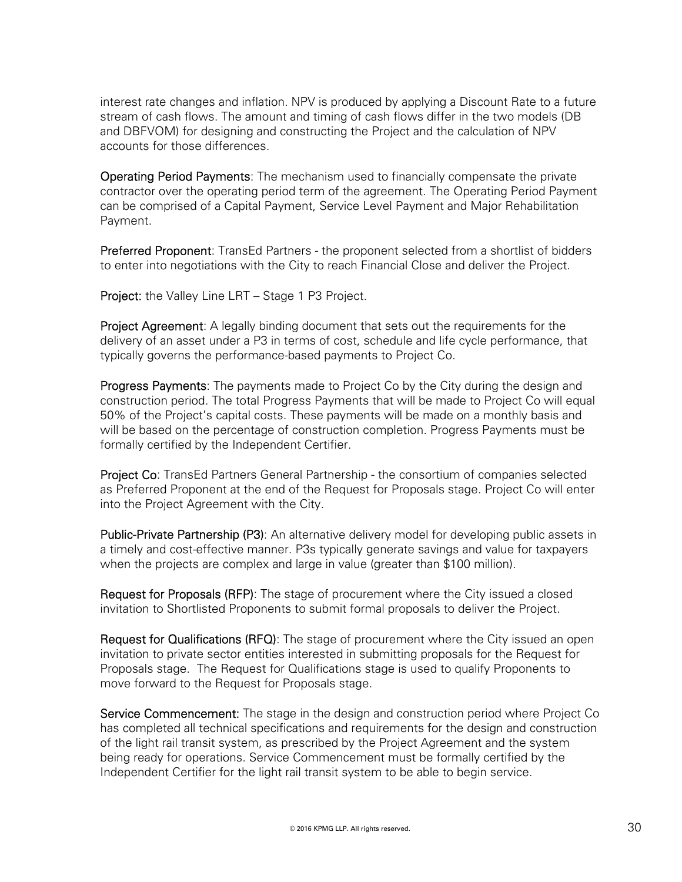interest rate changes and inflation. NPV is produced by applying a Discount Rate to a future stream of cash flows. The amount and timing of cash flows differ in the two models (DB and DBFVOM) for designing and constructing the Project and the calculation of NPV accounts for those differences.

**Operating Period Payments**: The mechanism used to financially compensate the private contractor over the operating period term of the agreement. The Operating Period Payment can be comprised of a Capital Payment, Service Level Payment and Major Rehabilitation Payment.

**Preferred Proponent**: TransEd Partners - the proponent selected from a shortlist of bidders to enter into negotiations with the City to reach Financial Close and deliver the Project.

**Project:** the Valley Line LRT – Stage 1 P3 Project.

**Project Agreement**: A legally binding document that sets out the requirements for the delivery of an asset under a P3 in terms of cost, schedule and life cycle performance, that typically governs the performance-based payments to Project Co.

**Progress Payments**: The payments made to Project Co by the City during the design and construction period. The total Progress Payments that will be made to Project Co will equal 50% of the Project's capital costs. These payments will be made on a monthly basis and will be based on the percentage of construction completion. Progress Payments must be formally certified by the Independent Certifier.

**Project Co**: TransEd Partners General Partnership - the consortium of companies selected as Preferred Proponent at the end of the Request for Proposals stage. Project Co will enter into the Project Agreement with the City.

**Public-Private Partnership (P3)**: An alternative delivery model for developing public assets in a timely and cost-effective manner. P3s typically generate savings and value for taxpayers when the projects are complex and large in value (greater than $100 million).

**Request for Proposals (RFP)**: The stage of procurement where the City issued a closed invitation to Shortlisted Proponents to submit formal proposals to deliver the Project.

**Request for Qualifications (RFQ)**: The stage of procurement where the City issued an open invitation to private sector entities interested in submitting proposals for the Request for Proposals stage. The Request for Qualifications stage is used to qualify Proponents to move forward to the Request for Proposals stage.

**Service Commencement:** The stage in the design and construction period where Project Co has completed all technical specifications and requirements for the design and construction of the light rail transit system, as prescribed by the Project Agreement and the system being ready for operations. Service Commencement must be formally certified by the Independent Certifier for the light rail transit system to be able to begin service.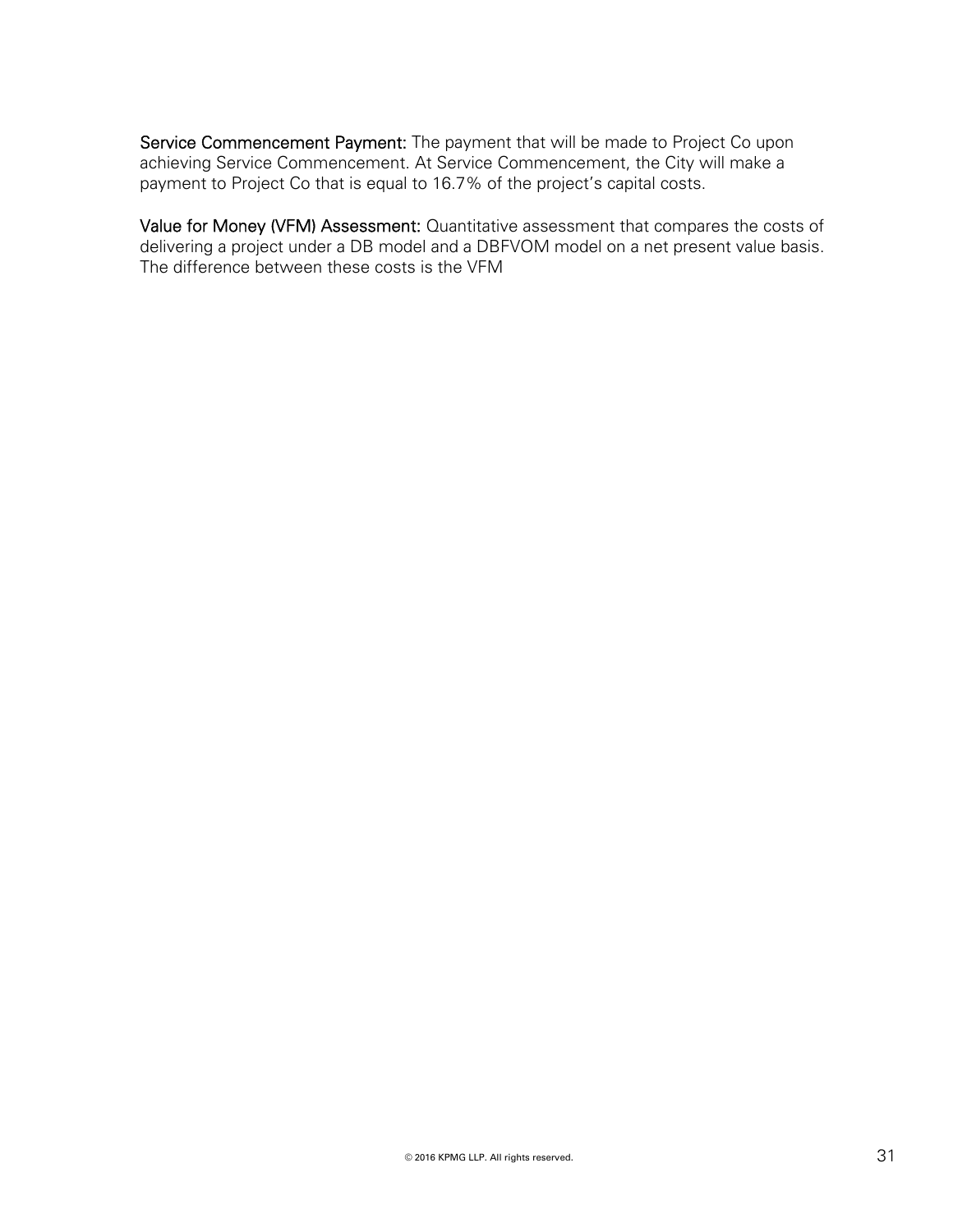**Service Commencement Payment:** The payment that will be made to Project Co upon achieving Service Commencement. At Service Commencement, the City will make a payment to Project Co that is equal to 16.7% of the project's capital costs.

**Value for Money (VFM) Assessment:** Quantitative assessment that compares the costs of delivering a project under a DB model and a DBFVOM model on a net present value basis. The difference between these costs is the VFM